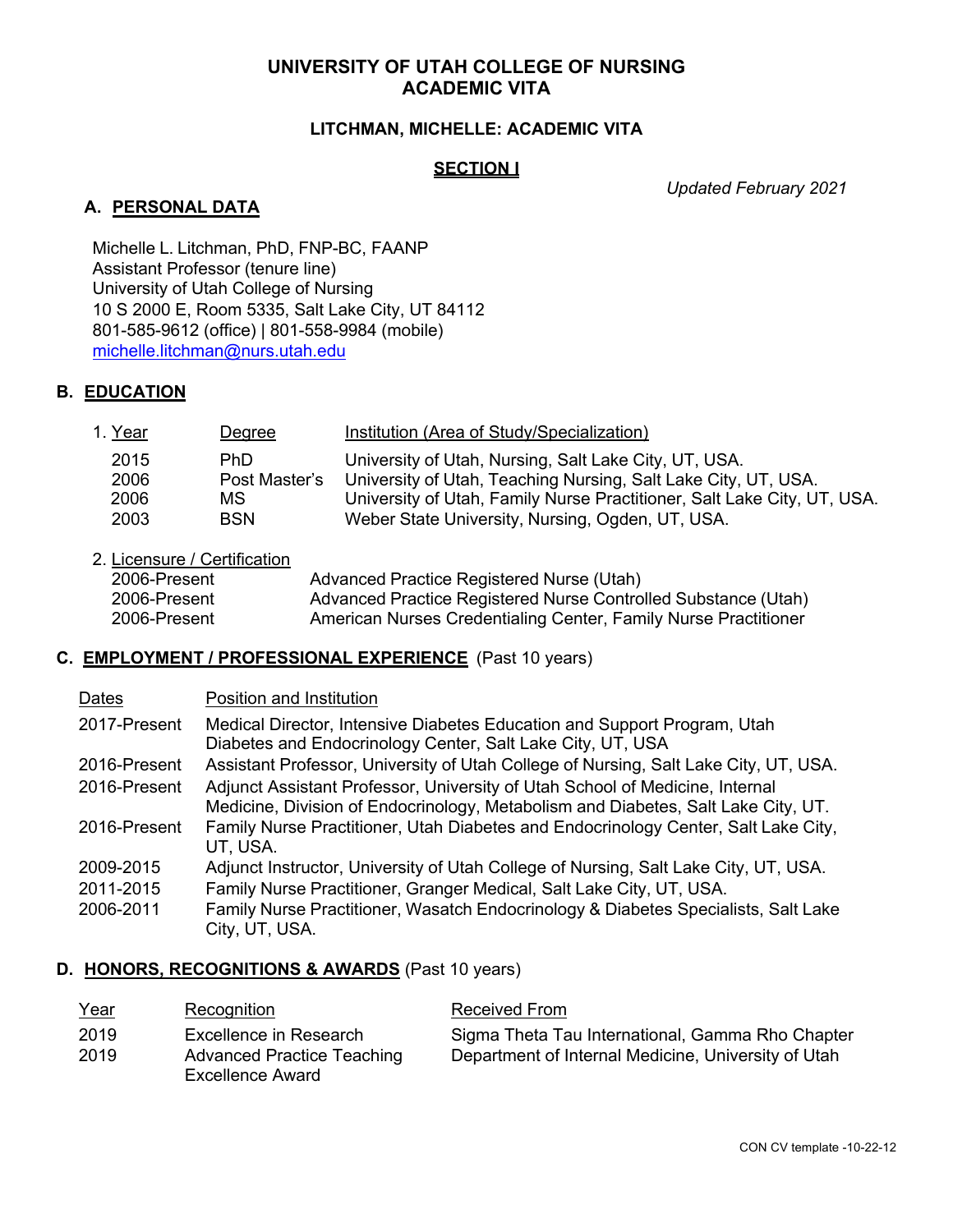# UNIVERSITY OF UTAH COLLEGE OF NURSING
# ACADEMIC VITA

## LITCHMAN, MICHELLE: ACADEMIC VITA

## SECTION I

*Updated February 2021*

### A. PERSONAL DATA

Michelle L. Litchman, PhD, FNP-BC, FAANP
Assistant Professor (tenure line)
University of Utah College of Nursing
10 S 2000 E, Room 5335, Salt Lake City, UT 84112
801-585-9612 (office) | 801-558-9984 (mobile)
michelle.litchman@nurs.utah.edu

### B. EDUCATION

1. Year / Degree / Institution (Area of Study/Specialization)

| Year | Degree | Institution (Area of Study/Specialization) |
|---|---|---|
| 2015 | PhD | University of Utah, Nursing, Salt Lake City, UT, USA. |
| 2006 | Post Master's | University of Utah, Teaching Nursing, Salt Lake City, UT, USA. |
| 2006 | MS | University of Utah, Family Nurse Practitioner, Salt Lake City, UT, USA. |
| 2003 | BSN | Weber State University, Nursing, Ogden, UT, USA. |

2. Licensure / Certification

| | |
|---|---|
| 2006-Present | Advanced Practice Registered Nurse (Utah) |
| 2006-Present | Advanced Practice Registered Nurse Controlled Substance (Utah) |
| 2006-Present | American Nurses Credentialing Center, Family Nurse Practitioner |

### C. EMPLOYMENT / PROFESSIONAL EXPERIENCE (Past 10 years)

| Dates | Position and Institution |
|---|---|
| 2017-Present | Medical Director, Intensive Diabetes Education and Support Program, Utah Diabetes and Endocrinology Center, Salt Lake City, UT, USA |
| 2016-Present | Assistant Professor, University of Utah College of Nursing, Salt Lake City, UT, USA. |
| 2016-Present | Adjunct Assistant Professor, University of Utah School of Medicine, Internal Medicine, Division of Endocrinology, Metabolism and Diabetes, Salt Lake City, UT. |
| 2016-Present | Family Nurse Practitioner, Utah Diabetes and Endocrinology Center, Salt Lake City, UT, USA. |
| 2009-2015 | Adjunct Instructor, University of Utah College of Nursing, Salt Lake City, UT, USA. |
| 2011-2015 | Family Nurse Practitioner, Granger Medical, Salt Lake City, UT, USA. |
| 2006-2011 | Family Nurse Practitioner, Wasatch Endocrinology & Diabetes Specialists, Salt Lake City, UT, USA. |

### D. HONORS, RECOGNITIONS & AWARDS (Past 10 years)

| Year | Recognition | Received From |
|---|---|---|
| 2019 | Excellence in Research | Sigma Theta Tau International, Gamma Rho Chapter |
| 2019 | Advanced Practice Teaching Excellence Award | Department of Internal Medicine, University of Utah |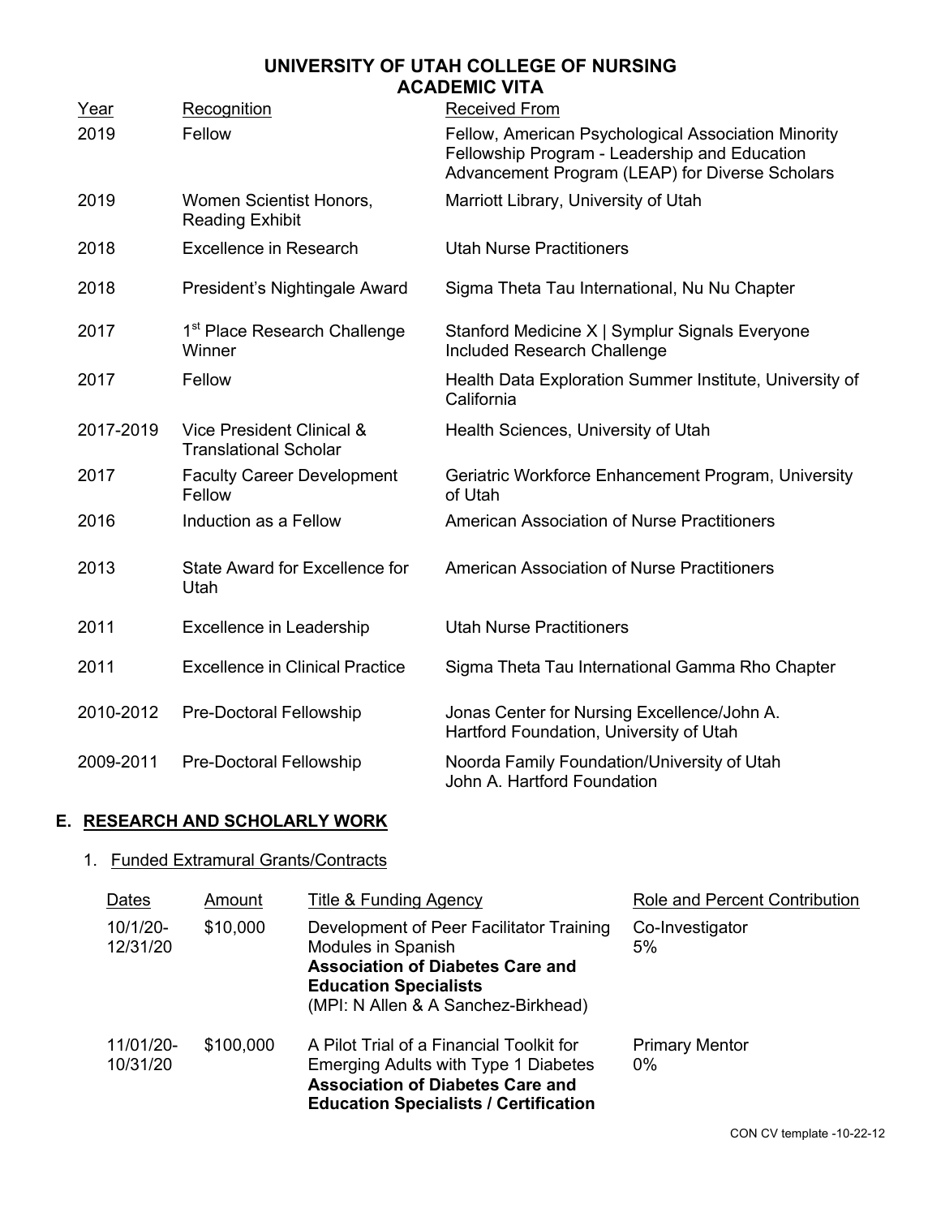# UNIVERSITY OF UTAH COLLEGE OF NURSING
# ACADEMIC VITA

| Year | Recognition | Received From |
| --- | --- | --- |
| 2019 | Fellow | Fellow, American Psychological Association Minority Fellowship Program - Leadership and Education Advancement Program (LEAP) for Diverse Scholars |
| 2019 | Women Scientist Honors, Reading Exhibit | Marriott Library, University of Utah |
| 2018 | Excellence in Research | Utah Nurse Practitioners |
| 2018 | President's Nightingale Award | Sigma Theta Tau International, Nu Nu Chapter |
| 2017 | 1st Place Research Challenge Winner | Stanford Medicine X \| Symplur Signals Everyone Included Research Challenge |
| 2017 | Fellow | Health Data Exploration Summer Institute, University of California |
| 2017-2019 | Vice President Clinical & Translational Scholar | Health Sciences, University of Utah |
| 2017 | Faculty Career Development Fellow | Geriatric Workforce Enhancement Program, University of Utah |
| 2016 | Induction as a Fellow | American Association of Nurse Practitioners |
| 2013 | State Award for Excellence for Utah | American Association of Nurse Practitioners |
| 2011 | Excellence in Leadership | Utah Nurse Practitioners |
| 2011 | Excellence in Clinical Practice | Sigma Theta Tau International Gamma Rho Chapter |
| 2010-2012 | Pre-Doctoral Fellowship | Jonas Center for Nursing Excellence/John A. Hartford Foundation, University of Utah |
| 2009-2011 | Pre-Doctoral Fellowship | Noorda Family Foundation/University of Utah John A. Hartford Foundation |

## E. RESEARCH AND SCHOLARLY WORK

### 1. Funded Extramural Grants/Contracts

| Dates | Amount | Title & Funding Agency | Role and Percent Contribution |
| --- | --- | --- | --- |
| 10/1/20-12/31/20 | $10,000 | Development of Peer Facilitator Training Modules in Spanish **Association of Diabetes Care and Education Specialists** (MPI: N Allen & A Sanchez-Birkhead) | Co-Investigator 5% |
| 11/01/20-10/31/20 | $100,000 | A Pilot Trial of a Financial Toolkit for Emerging Adults with Type 1 Diabetes **Association of Diabetes Care and Education Specialists / Certification** | Primary Mentor 0% |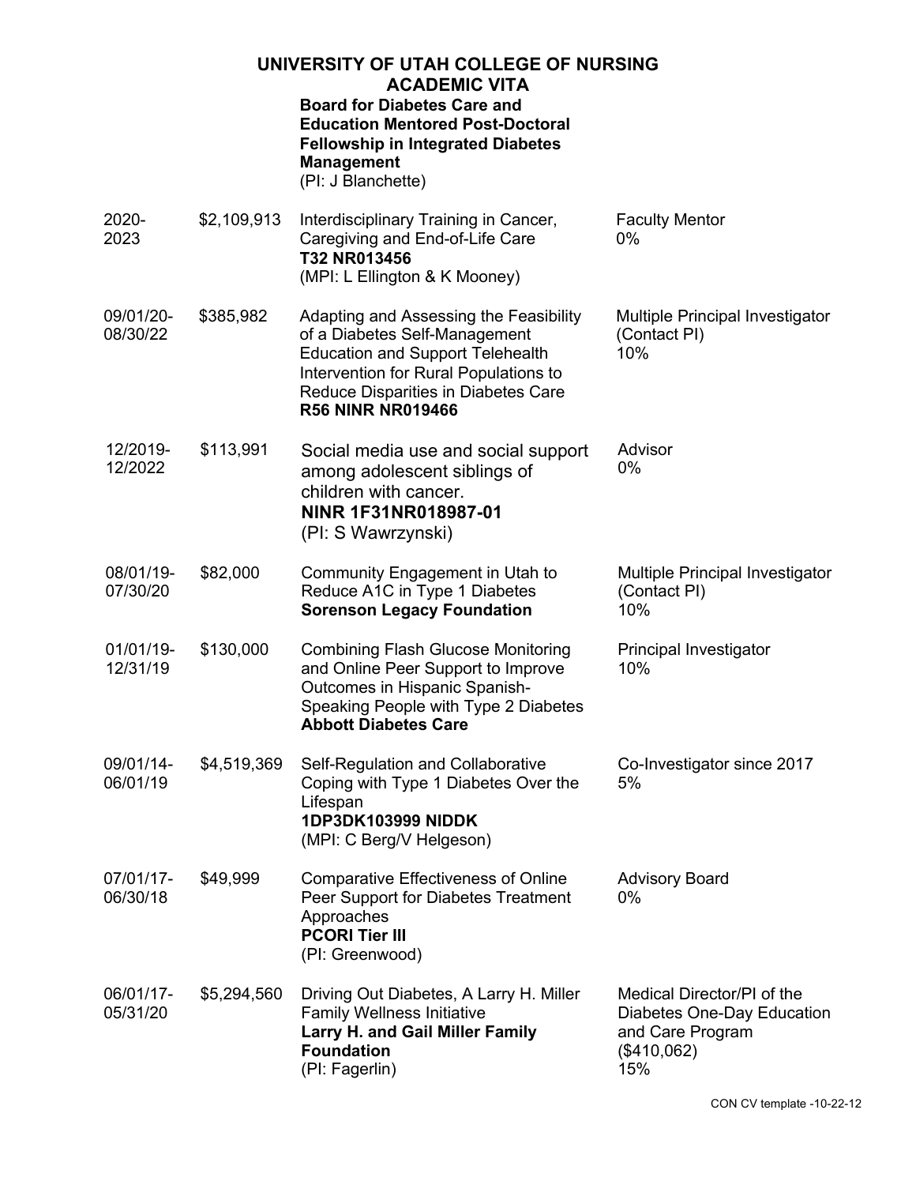# UNIVERSITY OF UTAH COLLEGE OF NURSING ACADEMIC VITA

| Dates | Amount | Title / Funding | Role / Effort |
|---|---|---|---|
| | | **Board for Diabetes Care and Education Mentored Post-Doctoral Fellowship in Integrated Diabetes Management** (PI: J Blanchette) | |
| 2020-2023 | $2,109,913 | Interdisciplinary Training in Cancer, Caregiving and End-of-Life Care **T32 NR013456** (MPI: L Ellington & K Mooney) | Faculty Mentor 0% |
| 09/01/20-08/30/22 | $385,982 | Adapting and Assessing the Feasibility of a Diabetes Self-Management Education and Support Telehealth Intervention for Rural Populations to Reduce Disparities in Diabetes Care **R56 NINR NR019466** | Multiple Principal Investigator (Contact PI) 10% |
| 12/2019-12/2022 | $113,991 | Social media use and social support among adolescent siblings of children with cancer. **NINR 1F31NR018987-01** (PI: S Wawrzynski) | Advisor 0% |
| 08/01/19-07/30/20 | $82,000 | Community Engagement in Utah to Reduce A1C in Type 1 Diabetes **Sorenson Legacy Foundation** | Multiple Principal Investigator (Contact PI) 10% |
| 01/01/19-12/31/19 | $130,000 | Combining Flash Glucose Monitoring and Online Peer Support to Improve Outcomes in Hispanic Spanish-Speaking People with Type 2 Diabetes **Abbott Diabetes Care** | Principal Investigator 10% |
| 09/01/14-06/01/19 | $4,519,369 | Self-Regulation and Collaborative Coping with Type 1 Diabetes Over the Lifespan **1DP3DK103999 NIDDK** (MPI: C Berg/V Helgeson) | Co-Investigator since 2017 5% |
| 07/01/17-06/30/18 | $49,999 | Comparative Effectiveness of Online Peer Support for Diabetes Treatment Approaches **PCORI Tier III** (PI: Greenwood) | Advisory Board 0% |
| 06/01/17-05/31/20 | $5,294,560 | Driving Out Diabetes, A Larry H. Miller Family Wellness Initiative **Larry H. and Gail Miller Family Foundation** (PI: Fagerlin) | Medical Director/PI of the Diabetes One-Day Education and Care Program ($410,062) 15% |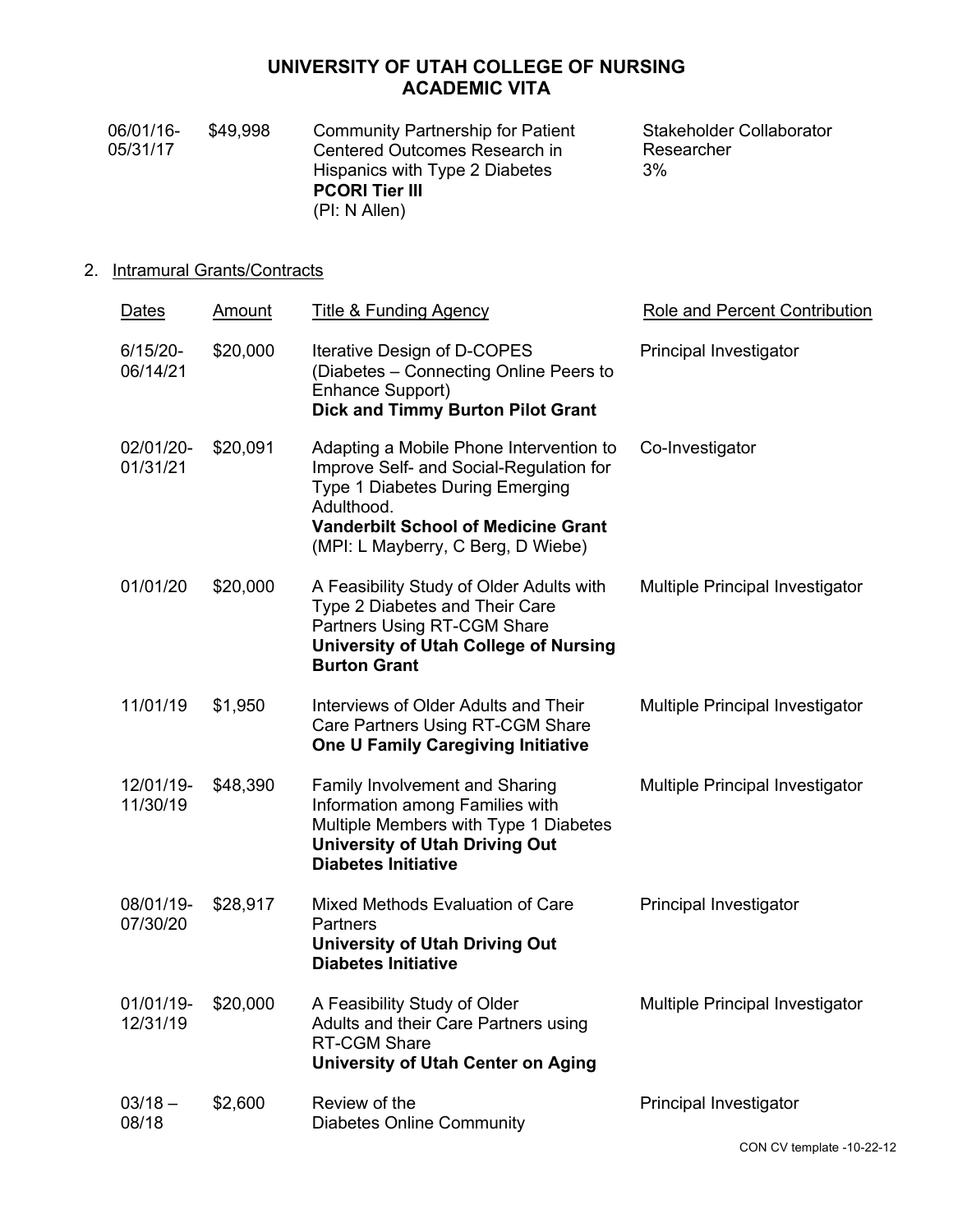| | | | |
|---|---|---|---|
| 06/01/16-05/31/17 | $49,998 | Community Partnership for Patient Centered Outcomes Research in Hispanics with Type 2 Diabetes **PCORI Tier III** (PI: N Allen) | Stakeholder Collaborator Researcher 3% |

2. Intramural Grants/Contracts

| Dates | Amount | Title & Funding Agency | Role and Percent Contribution |
|---|---|---|---|
| 6/15/20-06/14/21 | $20,000 | Iterative Design of D-COPES (Diabetes – Connecting Online Peers to Enhance Support) **Dick and Timmy Burton Pilot Grant** | Principal Investigator |
| 02/01/20-01/31/21 | $20,091 | Adapting a Mobile Phone Intervention to Improve Self- and Social-Regulation for Type 1 Diabetes During Emerging Adulthood. **Vanderbilt School of Medicine Grant** (MPI: L Mayberry, C Berg, D Wiebe) | Co-Investigator |
| 01/01/20 | $20,000 | A Feasibility Study of Older Adults with Type 2 Diabetes and Their Care Partners Using RT-CGM Share **University of Utah College of Nursing Burton Grant** | Multiple Principal Investigator |
| 11/01/19 | $1,950 | Interviews of Older Adults and Their Care Partners Using RT-CGM Share **One U Family Caregiving Initiative** | Multiple Principal Investigator |
| 12/01/19-11/30/19 | $48,390 | Family Involvement and Sharing Information among Families with Multiple Members with Type 1 Diabetes **University of Utah Driving Out Diabetes Initiative** | Multiple Principal Investigator |
| 08/01/19-07/30/20 | $28,917 | Mixed Methods Evaluation of Care Partners **University of Utah Driving Out Diabetes Initiative** | Principal Investigator |
| 01/01/19-12/31/19 | $20,000 | A Feasibility Study of Older Adults and their Care Partners using RT-CGM Share **University of Utah Center on Aging** | Multiple Principal Investigator |
| 03/18 – 08/18 | $2,600 | Review of the Diabetes Online Community | Principal Investigator |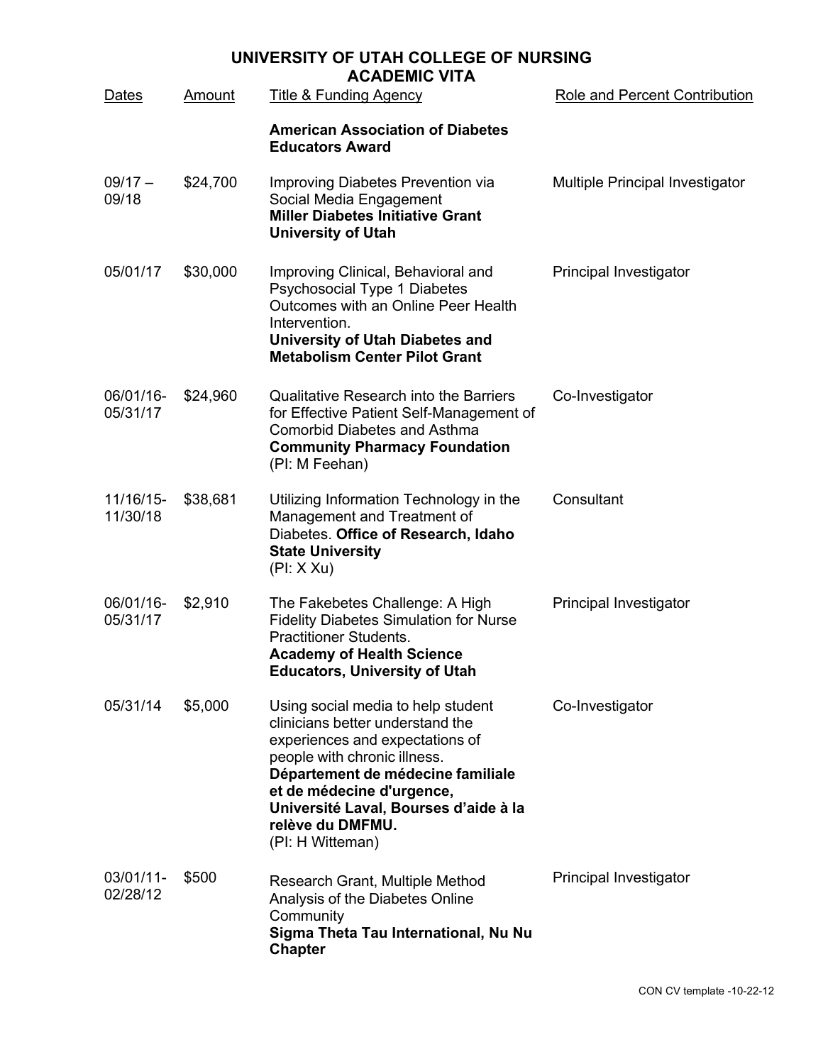# UNIVERSITY OF UTAH COLLEGE OF NURSING
## ACADEMIC VITA

| Dates | Amount | Title & Funding Agency | Role and Percent Contribution |
|---|---|---|---|
| | | **American Association of Diabetes Educators Award** | |
| 09/17 – 09/18 | $24,700 | Improving Diabetes Prevention via Social Media Engagement **Miller Diabetes Initiative Grant University of Utah** | Multiple Principal Investigator |
| 05/01/17 | $30,000 | Improving Clinical, Behavioral and Psychosocial Type 1 Diabetes Outcomes with an Online Peer Health Intervention. **University of Utah Diabetes and Metabolism Center Pilot Grant** | Principal Investigator |
| 06/01/16-05/31/17 | $24,960 | Qualitative Research into the Barriers for Effective Patient Self-Management of Comorbid Diabetes and Asthma **Community Pharmacy Foundation** (PI: M Feehan) | Co-Investigator |
| 11/16/15-11/30/18 | $38,681 | Utilizing Information Technology in the Management and Treatment of Diabetes. **Office of Research, Idaho State University** (PI: X Xu) | Consultant |
| 06/01/16-05/31/17 | $2,910 | The Fakebetes Challenge: A High Fidelity Diabetes Simulation for Nurse Practitioner Students. **Academy of Health Science Educators, University of Utah** | Principal Investigator |
| 05/31/14 | $5,000 | Using social media to help student clinicians better understand the experiences and expectations of people with chronic illness. **Département de médecine familiale et de médecine d'urgence, Université Laval, Bourses d'aide à la relève du DMFMU.** (PI: H Witteman) | Co-Investigator |
| 03/01/11-02/28/12 | $500 | Research Grant, Multiple Method Analysis of the Diabetes Online Community **Sigma Theta Tau International, Nu Nu Chapter** | Principal Investigator |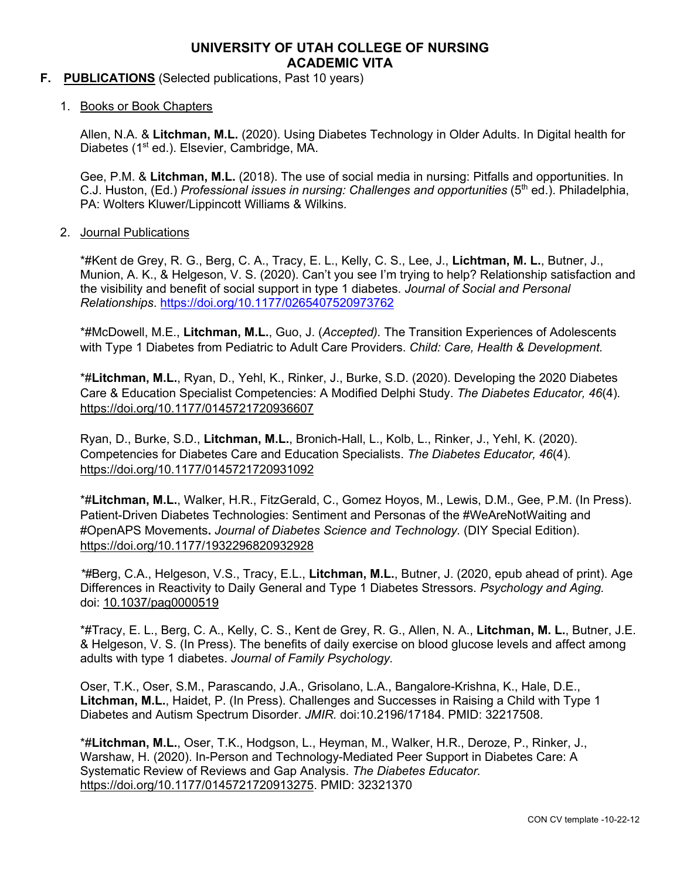# UNIVERSITY OF UTAH COLLEGE OF NURSING
# ACADEMIC VITA

**F. PUBLICATIONS** (Selected publications, Past 10 years)

1. Books or Book Chapters

   Allen, N.A. & **Litchman, M.L.** (2020). Using Diabetes Technology in Older Adults. In Digital health for Diabetes (1st ed.). Elsevier, Cambridge, MA.

   Gee, P.M. & **Litchman, M.L.** (2018). The use of social media in nursing: Pitfalls and opportunities. In C.J. Huston, (Ed.) *Professional issues in nursing: Challenges and opportunities* (5th ed.). Philadelphia, PA: Wolters Kluwer/Lippincott Williams & Wilkins.

2. Journal Publications

   *#Kent de Grey, R. G., Berg, C. A., Tracy, E. L., Kelly, C. S., Lee, J., **Lichtman, M. L.**, Butner, J., Munion, A. K., & Helgeson, V. S. (2020). Can't you see I'm trying to help? Relationship satisfaction and the visibility and benefit of social support in type 1 diabetes. *Journal of Social and Personal Relationships*. https://doi.org/10.1177/0265407520973762

   *#McDowell, M.E., **Litchman, M.L.**, Guo, J. (*Accepted).* The Transition Experiences of Adolescents with Type 1 Diabetes from Pediatric to Adult Care Providers. *Child: Care, Health & Development.*

   *#**Litchman, M.L.**, Ryan, D., Yehl, K., Rinker, J., Burke, S.D. (2020). Developing the 2020 Diabetes Care & Education Specialist Competencies: A Modified Delphi Study. *The Diabetes Educator, 46*(4). https://doi.org/10.1177/0145721720936607

   Ryan, D., Burke, S.D., **Litchman, M.L.**, Bronich-Hall, L., Kolb, L., Rinker, J., Yehl, K. (2020). Competencies for Diabetes Care and Education Specialists. *The Diabetes Educator, 46*(4). https://doi.org/10.1177/0145721720931092

   *#**Litchman, M.L.**, Walker, H.R., FitzGerald, C., Gomez Hoyos, M., Lewis, D.M., Gee, P.M. (In Press). Patient-Driven Diabetes Technologies: Sentiment and Personas of the #WeAreNotWaiting and #OpenAPS Movements**.** *Journal of Diabetes Science and Technology.* (DIY Special Edition). https://doi.org/10.1177/1932296820932928

   *#Berg, C.A., Helgeson, V.S., Tracy, E.L., **Litchman, M.L.**, Butner, J. (2020, epub ahead of print). Age Differences in Reactivity to Daily General and Type 1 Diabetes Stressors. *Psychology and Aging.* doi: 10.1037/pag0000519

   *#Tracy, E. L., Berg, C. A., Kelly, C. S., Kent de Grey, R. G., Allen, N. A., **Litchman, M. L.**, Butner, J.E. & Helgeson, V. S. (In Press). The benefits of daily exercise on blood glucose levels and affect among adults with type 1 diabetes. *Journal of Family Psychology.*

   Oser, T.K., Oser, S.M., Parascando, J.A., Grisolano, L.A., Bangalore-Krishna, K., Hale, D.E., **Litchman, M.L.**, Haidet, P. (In Press). Challenges and Successes in Raising a Child with Type 1 Diabetes and Autism Spectrum Disorder. *JMIR.* doi:10.2196/17184. PMID: 32217508.

   *#**Litchman, M.L.**, Oser, T.K., Hodgson, L., Heyman, M., Walker, H.R., Deroze, P., Rinker, J., Warshaw, H. (2020). In-Person and Technology-Mediated Peer Support in Diabetes Care: A Systematic Review of Reviews and Gap Analysis. *The Diabetes Educator.* https://doi.org/10.1177/0145721720913275. PMID: 32321370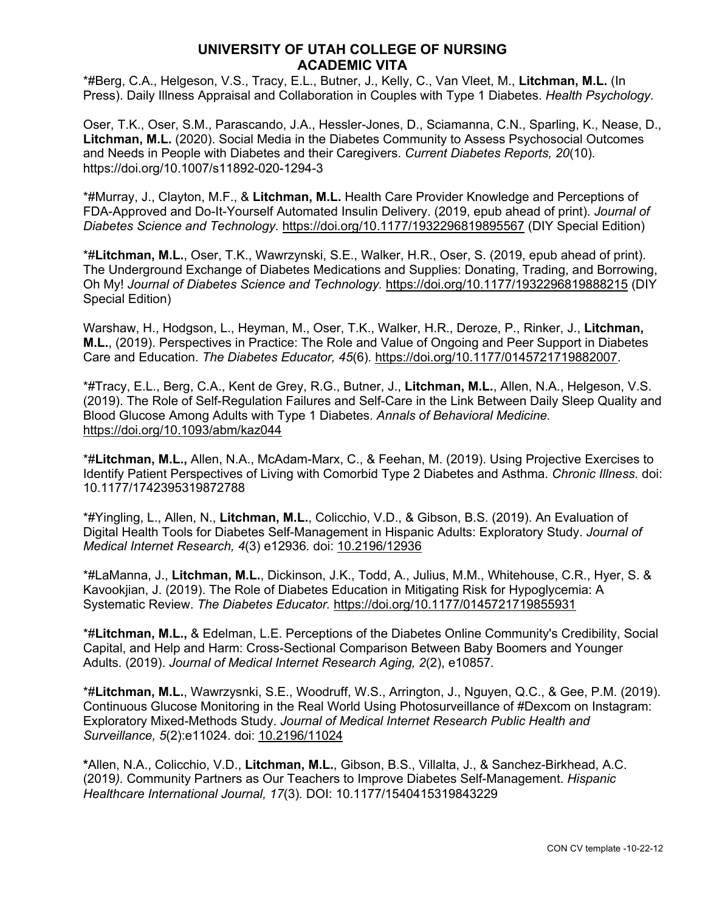*#Berg, C.A., Helgeson, V.S., Tracy, E.L., Butner, J., Kelly, C., Van Vleet, M., **Litchman, M.L.** (In Press). Daily Illness Appraisal and Collaboration in Couples with Type 1 Diabetes. *Health Psychology.*

Oser, T.K., Oser, S.M., Parascando, J.A., Hessler-Jones, D., Sciamanna, C.N., Sparling, K., Nease, D., **Litchman, M.L.** (2020). Social Media in the Diabetes Community to Assess Psychosocial Outcomes and Needs in People with Diabetes and their Caregivers. *Current Diabetes Reports, 20*(10). https://doi.org/10.1007/s11892-020-1294-3

*#Murray, J., Clayton, M.F., & **Litchman, M.L.** Health Care Provider Knowledge and Perceptions of FDA-Approved and Do-It-Yourself Automated Insulin Delivery. (2019, epub ahead of print). *Journal of Diabetes Science and Technology.* https://doi.org/10.1177/1932296819895567 (DIY Special Edition)

*#**Litchman, M.L.**, Oser, T.K., Wawrzynski, S.E., Walker, H.R., Oser, S. (2019, epub ahead of print). The Underground Exchange of Diabetes Medications and Supplies: Donating, Trading, and Borrowing, Oh My! *Journal of Diabetes Science and Technology.* https://doi.org/10.1177/1932296819888215 (DIY Special Edition)

Warshaw, H., Hodgson, L., Heyman, M., Oser, T.K., Walker, H.R., Deroze, P., Rinker, J., **Litchman, M.L.**, (2019). Perspectives in Practice: The Role and Value of Ongoing and Peer Support in Diabetes Care and Education. *The Diabetes Educator, 45*(6). https://doi.org/10.1177/0145721719882007.

*#Tracy, E.L., Berg, C.A., Kent de Grey, R.G., Butner, J., **Litchman, M.L.**, Allen, N.A., Helgeson, V.S. (2019). The Role of Self-Regulation Failures and Self-Care in the Link Between Daily Sleep Quality and Blood Glucose Among Adults with Type 1 Diabetes. *Annals of Behavioral Medicine.* https://doi.org/10.1093/abm/kaz044

*#**Litchman, M.L.,** Allen, N.A., McAdam-Marx, C., & Feehan, M. (2019). Using Projective Exercises to Identify Patient Perspectives of Living with Comorbid Type 2 Diabetes and Asthma. *Chronic Illness.* doi: 10.1177/1742395319872788

*#Yingling, L., Allen, N., **Litchman, M.L.**, Colicchio, V.D., & Gibson, B.S. (2019). An Evaluation of Digital Health Tools for Diabetes Self-Management in Hispanic Adults: Exploratory Study. *Journal of Medical Internet Research, 4*(3) e12936. doi: 10.2196/12936

*#LaManna, J., **Litchman, M.L.**, Dickinson, J.K., Todd, A., Julius, M.M., Whitehouse, C.R., Hyer, S. & Kavookjian, J. (2019). The Role of Diabetes Education in Mitigating Risk for Hypoglycemia: A Systematic Review. *The Diabetes Educator.* https://doi.org/10.1177/0145721719855931

*#**Litchman, M.L.,** & Edelman, L.E. Perceptions of the Diabetes Online Community's Credibility, Social Capital, and Help and Harm: Cross-Sectional Comparison Between Baby Boomers and Younger Adults. (2019). *Journal of Medical Internet Research Aging, 2*(2), e10857.

*#**Litchman, M.L.**, Wawrzysnki, S.E., Woodruff, W.S., Arrington, J., Nguyen, Q.C., & Gee, P.M. (2019). Continuous Glucose Monitoring in the Real World Using Photosurveillance of #Dexcom on Instagram: Exploratory Mixed-Methods Study. *Journal of Medical Internet Research Public Health and Surveillance, 5*(2):e11024. doi: 10.2196/11024

***Allen, N.A., Colicchio, V.D., **Litchman, M.L.**, Gibson, B.S., Villalta, J., & Sanchez-Birkhead, A.C. (2019). Community Partners as Our Teachers to Improve Diabetes Self-Management. *Hispanic Healthcare International Journal, 17*(3). DOI: 10.1177/1540415319843229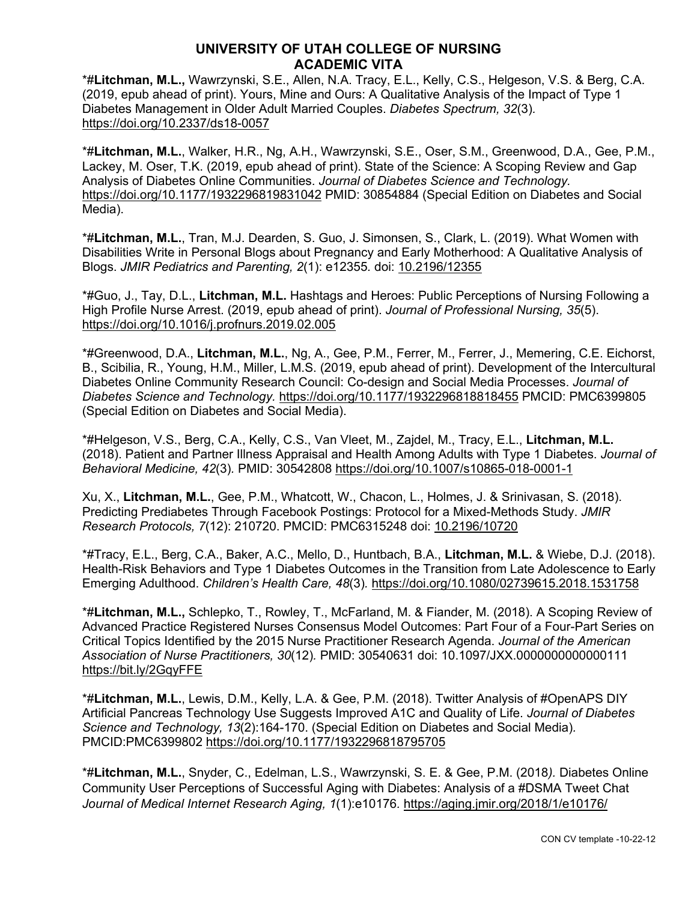*#**Litchman, M.L.,** Wawrzynski, S.E., Allen, N.A. Tracy, E.L., Kelly, C.S., Helgeson, V.S. & Berg, C.A. (2019, epub ahead of print). Yours, Mine and Ours: A Qualitative Analysis of the Impact of Type 1 Diabetes Management in Older Adult Married Couples. *Diabetes Spectrum, 32*(3). https://doi.org/10.2337/ds18-0057

*#**Litchman, M.L.**, Walker, H.R., Ng, A.H., Wawrzynski, S.E., Oser, S.M., Greenwood, D.A., Gee, P.M., Lackey, M. Oser, T.K. (2019, epub ahead of print). State of the Science: A Scoping Review and Gap Analysis of Diabetes Online Communities. *Journal of Diabetes Science and Technology.* https://doi.org/10.1177/1932296819831042 PMID: 30854884 (Special Edition on Diabetes and Social Media).

*#**Litchman, M.L.**, Tran, M.J. Dearden, S. Guo, J. Simonsen, S., Clark, L. (2019). What Women with Disabilities Write in Personal Blogs about Pregnancy and Early Motherhood: A Qualitative Analysis of Blogs. *JMIR Pediatrics and Parenting, 2*(1): e12355. doi: 10.2196/12355

*#Guo, J., Tay, D.L., **Litchman, M.L.** Hashtags and Heroes: Public Perceptions of Nursing Following a High Profile Nurse Arrest. (2019, epub ahead of print). *Journal of Professional Nursing, 35*(5). https://doi.org/10.1016/j.profnurs.2019.02.005

*#Greenwood, D.A., **Litchman, M.L.**, Ng, A., Gee, P.M., Ferrer, M., Ferrer, J., Memering, C.E. Eichorst, B., Scibilia, R., Young, H.M., Miller, L.M.S. (2019, epub ahead of print). Development of the Intercultural Diabetes Online Community Research Council: Co-design and Social Media Processes. *Journal of Diabetes Science and Technology.* https://doi.org/10.1177/1932296818818455 PMCID: PMC6399805 (Special Edition on Diabetes and Social Media).

*#Helgeson, V.S., Berg, C.A., Kelly, C.S., Van Vleet, M., Zajdel, M., Tracy, E.L., **Litchman, M.L.** (2018). Patient and Partner Illness Appraisal and Health Among Adults with Type 1 Diabetes. *Journal of Behavioral Medicine, 42*(3). PMID: 30542808 https://doi.org/10.1007/s10865-018-0001-1

Xu, X., **Litchman, M.L.**, Gee, P.M., Whatcott, W., Chacon, L., Holmes, J. & Srinivasan, S. (2018). Predicting Prediabetes Through Facebook Postings: Protocol for a Mixed-Methods Study. *JMIR Research Protocols, 7*(12): 210720. PMCID: PMC6315248 doi: 10.2196/10720

*#Tracy, E.L., Berg, C.A., Baker, A.C., Mello, D., Huntbach, B.A., **Litchman, M.L.** & Wiebe, D.J. (2018). Health-Risk Behaviors and Type 1 Diabetes Outcomes in the Transition from Late Adolescence to Early Emerging Adulthood. *Children's Health Care, 48*(3). https://doi.org/10.1080/02739615.2018.1531758

*#**Litchman, M.L.,** Schlepko, T., Rowley, T., McFarland, M. & Fiander, M. (2018). A Scoping Review of Advanced Practice Registered Nurses Consensus Model Outcomes: Part Four of a Four-Part Series on Critical Topics Identified by the 2015 Nurse Practitioner Research Agenda. *Journal of the American Association of Nurse Practitioners, 30*(12). PMID: 30540631 doi: 10.1097/JXX.0000000000000111 https://bit.ly/2GqyFFE

*#**Litchman, M.L.**, Lewis, D.M., Kelly, L.A. & Gee, P.M. (2018). Twitter Analysis of #OpenAPS DIY Artificial Pancreas Technology Use Suggests Improved A1C and Quality of Life. *Journal of Diabetes Science and Technology, 13*(2):164-170. (Special Edition on Diabetes and Social Media). PMCID:PMC6399802 https://doi.org/10.1177/1932296818795705

*#**Litchman, M.L.**, Snyder, C., Edelman, L.S., Wawrzynski, S. E. & Gee, P.M. (2018*).* Diabetes Online Community User Perceptions of Successful Aging with Diabetes: Analysis of a #DSMA Tweet Chat *Journal of Medical Internet Research Aging, 1*(1):e10176. https://aging.jmir.org/2018/1/e10176/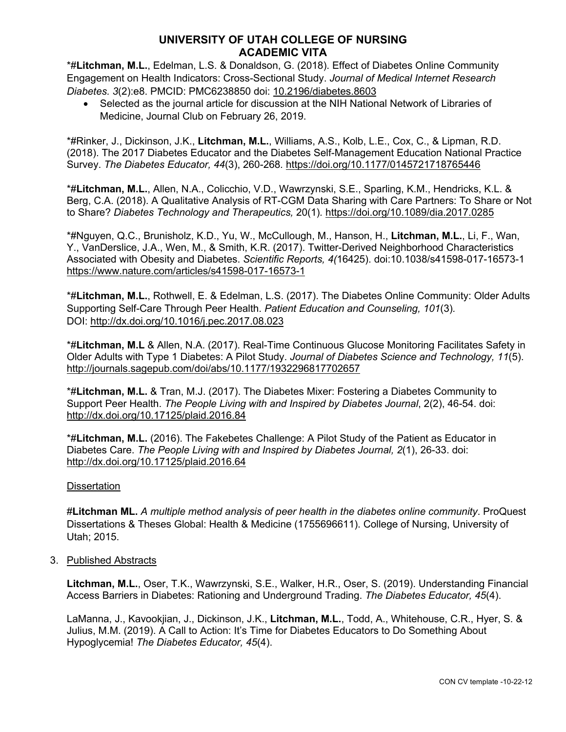*#**Litchman, M.L.**, Edelman, L.S. & Donaldson, G. (2018). Effect of Diabetes Online Community Engagement on Health Indicators: Cross-Sectional Study. *Journal of Medical Internet Research Diabetes. 3*(2):e8. PMCID: PMC6238850 doi: 10.2196/diabetes.8603

- Selected as the journal article for discussion at the NIH National Network of Libraries of Medicine, Journal Club on February 26, 2019.

*#Rinker, J., Dickinson, J.K., **Litchman, M.L.**, Williams, A.S., Kolb, L.E., Cox, C., & Lipman, R.D. (2018). The 2017 Diabetes Educator and the Diabetes Self-Management Education National Practice Survey. *The Diabetes Educator, 44*(3), 260-268. https://doi.org/10.1177/0145721718765446

*#**Litchman, M.L.**, Allen, N.A., Colicchio, V.D., Wawrzynski, S.E., Sparling, K.M., Hendricks, K.L. & Berg, C.A. (2018). A Qualitative Analysis of RT-CGM Data Sharing with Care Partners: To Share or Not to Share? *Diabetes Technology and Therapeutics,* 20(1). https://doi.org/10.1089/dia.2017.0285

*#Nguyen, Q.C., Brunisholz, K.D., Yu, W., McCullough, M., Hanson, H., **Litchman, M.L.**, Li, F., Wan, Y., VanDerslice, J.A., Wen, M., & Smith, K.R. (2017). Twitter-Derived Neighborhood Characteristics Associated with Obesity and Diabetes. *Scientific Reports, 4(*16425). doi:10.1038/s41598-017-16573-1 https://www.nature.com/articles/s41598-017-16573-1

*#**Litchman, M.L.**, Rothwell, E. & Edelman, L.S. (2017). The Diabetes Online Community: Older Adults Supporting Self-Care Through Peer Health. *Patient Education and Counseling, 101*(3). DOI: http://dx.doi.org/10.1016/j.pec.2017.08.023

*#**Litchman, M.L** & Allen, N.A. (2017). Real-Time Continuous Glucose Monitoring Facilitates Safety in Older Adults with Type 1 Diabetes: A Pilot Study. *Journal of Diabetes Science and Technology, 11*(5). http://journals.sagepub.com/doi/abs/10.1177/1932296817702657

*#**Litchman, M.L.** & Tran, M.J. (2017). The Diabetes Mixer: Fostering a Diabetes Community to Support Peer Health. *The People Living with and Inspired by Diabetes Journal*, 2(2), 46-54. doi: http://dx.doi.org/10.17125/plaid.2016.84

*#**Litchman, M.L.** (2016). The Fakebetes Challenge: A Pilot Study of the Patient as Educator in Diabetes Care. *The People Living with and Inspired by Diabetes Journal, 2*(1), 26-33. doi: http://dx.doi.org/10.17125/plaid.2016.64

Dissertation

#**Litchman ML.** *A multiple method analysis of peer health in the diabetes online community*. ProQuest Dissertations & Theses Global: Health & Medicine (1755696611). College of Nursing, University of Utah; 2015.

3. Published Abstracts

**Litchman, M.L.**, Oser, T.K., Wawrzynski, S.E., Walker, H.R., Oser, S. (2019). Understanding Financial Access Barriers in Diabetes: Rationing and Underground Trading. *The Diabetes Educator, 45*(4).

LaManna, J., Kavookjian, J., Dickinson, J.K., **Litchman, M.L.**, Todd, A., Whitehouse, C.R., Hyer, S. & Julius, M.M. (2019). A Call to Action: It's Time for Diabetes Educators to Do Something About Hypoglycemia! *The Diabetes Educator, 45*(4).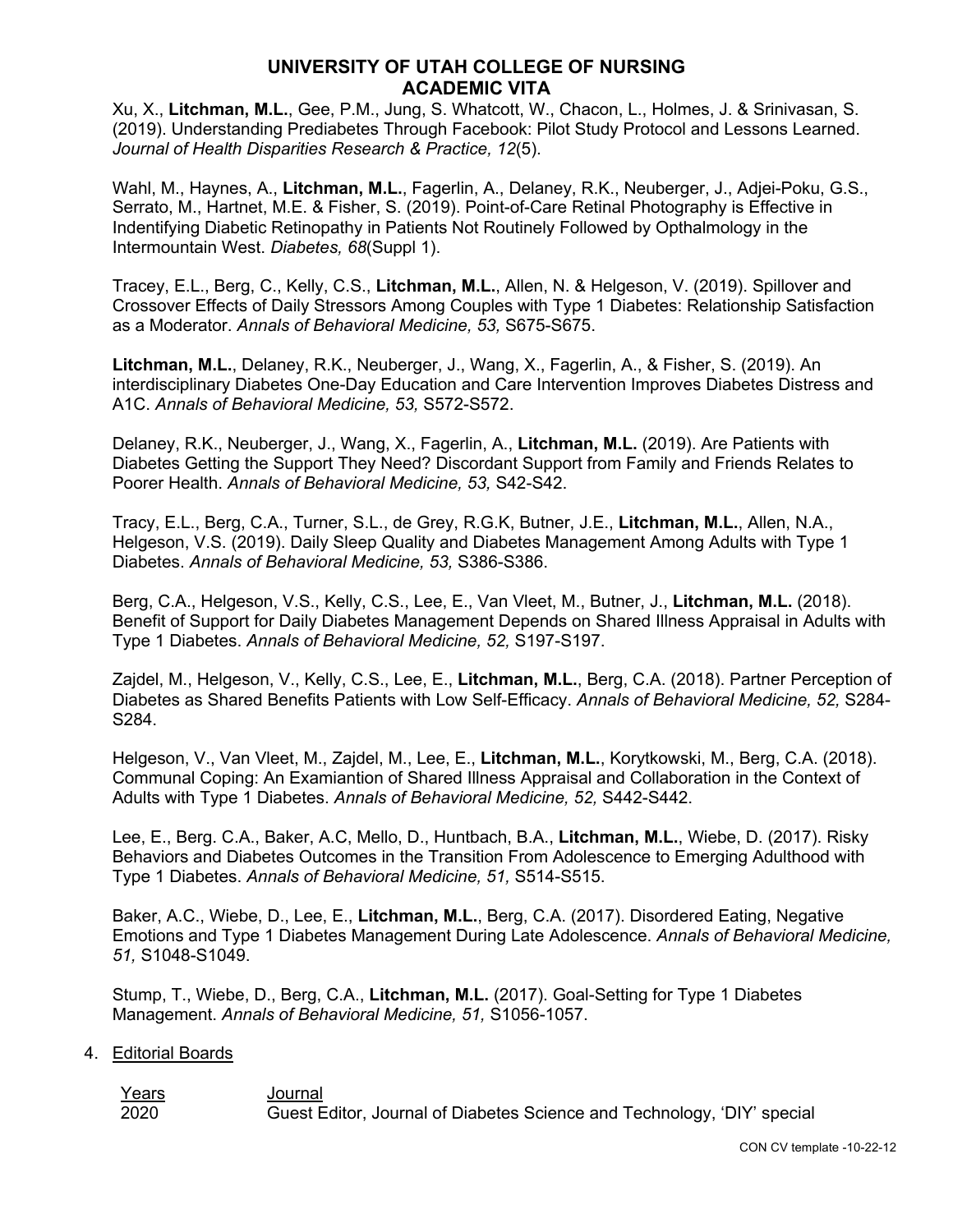Xu, X., **Litchman, M.L.**, Gee, P.M., Jung, S. Whatcott, W., Chacon, L., Holmes, J. & Srinivasan, S. (2019). Understanding Prediabetes Through Facebook: Pilot Study Protocol and Lessons Learned. *Journal of Health Disparities Research & Practice, 12*(5).

Wahl, M., Haynes, A., **Litchman, M.L.**, Fagerlin, A., Delaney, R.K., Neuberger, J., Adjei-Poku, G.S., Serrato, M., Hartnet, M.E. & Fisher, S. (2019). Point-of-Care Retinal Photography is Effective in Indentifying Diabetic Retinopathy in Patients Not Routinely Followed by Opthalmology in the Intermountain West. *Diabetes, 68*(Suppl 1).

Tracey, E.L., Berg, C., Kelly, C.S., **Litchman, M.L.**, Allen, N. & Helgeson, V. (2019). Spillover and Crossover Effects of Daily Stressors Among Couples with Type 1 Diabetes: Relationship Satisfaction as a Moderator. *Annals of Behavioral Medicine, 53,* S675-S675.

**Litchman, M.L.**, Delaney, R.K., Neuberger, J., Wang, X., Fagerlin, A., & Fisher, S. (2019). An interdisciplinary Diabetes One-Day Education and Care Intervention Improves Diabetes Distress and A1C. *Annals of Behavioral Medicine, 53,* S572-S572.

Delaney, R.K., Neuberger, J., Wang, X., Fagerlin, A., **Litchman, M.L.** (2019). Are Patients with Diabetes Getting the Support They Need? Discordant Support from Family and Friends Relates to Poorer Health. *Annals of Behavioral Medicine, 53,* S42-S42.

Tracy, E.L., Berg, C.A., Turner, S.L., de Grey, R.G.K, Butner, J.E., **Litchman, M.L.**, Allen, N.A., Helgeson, V.S. (2019). Daily Sleep Quality and Diabetes Management Among Adults with Type 1 Diabetes. *Annals of Behavioral Medicine, 53,* S386-S386.

Berg, C.A., Helgeson, V.S., Kelly, C.S., Lee, E., Van Vleet, M., Butner, J., **Litchman, M.L.** (2018). Benefit of Support for Daily Diabetes Management Depends on Shared Illness Appraisal in Adults with Type 1 Diabetes. *Annals of Behavioral Medicine, 52,* S197-S197.

Zajdel, M., Helgeson, V., Kelly, C.S., Lee, E., **Litchman, M.L.**, Berg, C.A. (2018). Partner Perception of Diabetes as Shared Benefits Patients with Low Self-Efficacy. *Annals of Behavioral Medicine, 52,* S284-S284.

Helgeson, V., Van Vleet, M., Zajdel, M., Lee, E., **Litchman, M.L.**, Korytkowski, M., Berg, C.A. (2018). Communal Coping: An Examiantion of Shared Illness Appraisal and Collaboration in the Context of Adults with Type 1 Diabetes. *Annals of Behavioral Medicine, 52,* S442-S442.

Lee, E., Berg. C.A., Baker, A.C, Mello, D., Huntbach, B.A., **Litchman, M.L.**, Wiebe, D. (2017). Risky Behaviors and Diabetes Outcomes in the Transition From Adolescence to Emerging Adulthood with Type 1 Diabetes. *Annals of Behavioral Medicine, 51,* S514-S515.

Baker, A.C., Wiebe, D., Lee, E., **Litchman, M.L.**, Berg, C.A. (2017). Disordered Eating, Negative Emotions and Type 1 Diabetes Management During Late Adolescence. *Annals of Behavioral Medicine, 51,* S1048-S1049.

Stump, T., Wiebe, D., Berg, C.A., **Litchman, M.L.** (2017). Goal-Setting for Type 1 Diabetes Management. *Annals of Behavioral Medicine, 51,* S1056-1057.

4. Editorial Boards

| Years | Journal |
|---|---|
| 2020 | Guest Editor, Journal of Diabetes Science and Technology, 'DIY' special |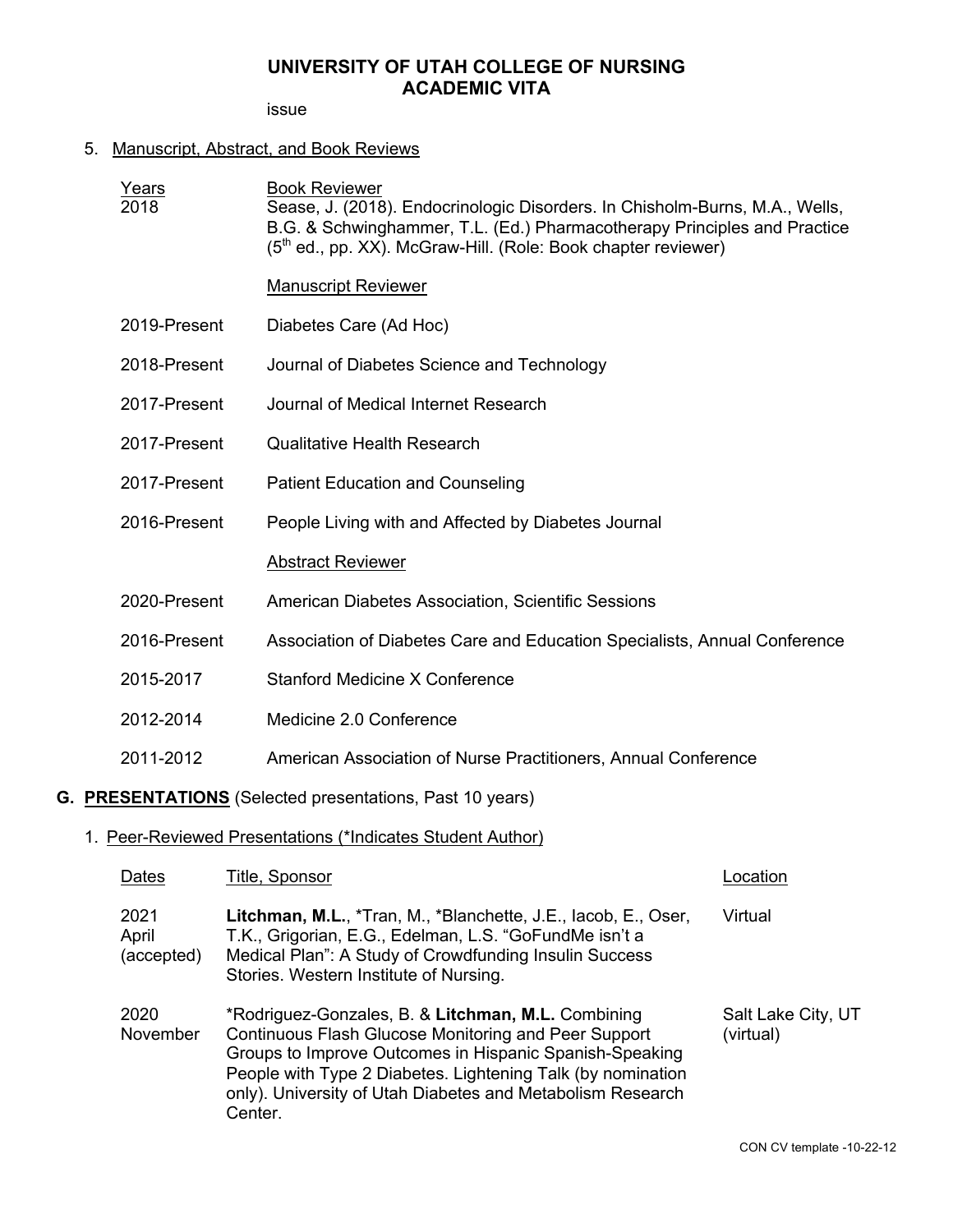issue

5. Manuscript, Abstract, and Book Reviews

| Years | |
|---|---|
| 2018 | **Book Reviewer**<br>Sease, J. (2018). Endocrinologic Disorders. In Chisholm-Burns, M.A., Wells, B.G. & Schwinghammer, T.L. (Ed.) Pharmacotherapy Principles and Practice (5th ed., pp. XX). McGraw-Hill. (Role: Book chapter reviewer) |
| | **Manuscript Reviewer** |
| 2019-Present | Diabetes Care (Ad Hoc) |
| 2018-Present | Journal of Diabetes Science and Technology |
| 2017-Present | Journal of Medical Internet Research |
| 2017-Present | Qualitative Health Research |
| 2017-Present | Patient Education and Counseling |
| 2016-Present | People Living with and Affected by Diabetes Journal |
| | **Abstract Reviewer** |
| 2020-Present | American Diabetes Association, Scientific Sessions |
| 2016-Present | Association of Diabetes Care and Education Specialists, Annual Conference |
| 2015-2017 | Stanford Medicine X Conference |
| 2012-2014 | Medicine 2.0 Conference |
| 2011-2012 | American Association of Nurse Practitioners, Annual Conference |

## G. PRESENTATIONS (Selected presentations, Past 10 years)

1. Peer-Reviewed Presentations (*Indicates Student Author)

| Dates | Title, Sponsor | Location |
|---|---|---|
| 2021 April (accepted) | **Litchman, M.L.**, *Tran, M., *Blanchette, J.E., Iacob, E., Oser, T.K., Grigorian, E.G., Edelman, L.S. "GoFundMe isn't a Medical Plan": A Study of Crowdfunding Insulin Success Stories. Western Institute of Nursing. | Virtual |
| 2020 November | *Rodriguez-Gonzales, B. & **Litchman, M.L.** Combining Continuous Flash Glucose Monitoring and Peer Support Groups to Improve Outcomes in Hispanic Spanish-Speaking People with Type 2 Diabetes. Lightening Talk (by nomination only). University of Utah Diabetes and Metabolism Research Center. | Salt Lake City, UT (virtual) |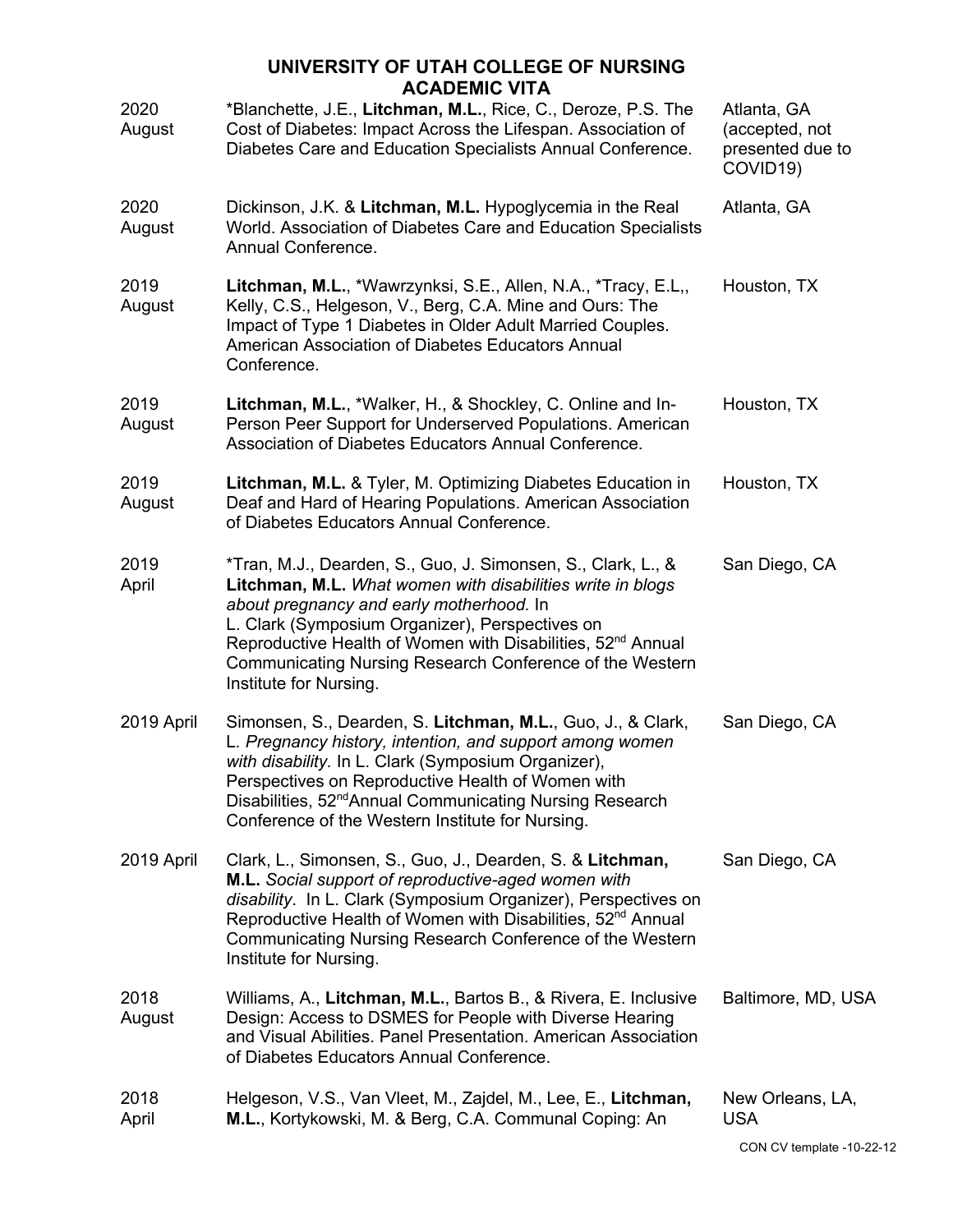| | | |
|---|---|---|
| 2020 August | *Blanchette, J.E., **Litchman, M.L.**, Rice, C., Deroze, P.S. The Cost of Diabetes: Impact Across the Lifespan. Association of Diabetes Care and Education Specialists Annual Conference. | Atlanta, GA (accepted, not presented due to COVID19) |
| 2020 August | Dickinson, J.K. & **Litchman, M.L.** Hypoglycemia in the Real World. Association of Diabetes Care and Education Specialists Annual Conference. | Atlanta, GA |
| 2019 August | **Litchman, M.L.**, *Wawrzynksi, S.E., Allen, N.A., *Tracy, E.L,, Kelly, C.S., Helgeson, V., Berg, C.A. Mine and Ours: The Impact of Type 1 Diabetes in Older Adult Married Couples. American Association of Diabetes Educators Annual Conference. | Houston, TX |
| 2019 August | **Litchman, M.L.**, *Walker, H., & Shockley, C. Online and In-Person Peer Support for Underserved Populations. American Association of Diabetes Educators Annual Conference. | Houston, TX |
| 2019 August | **Litchman, M.L.** & Tyler, M. Optimizing Diabetes Education in Deaf and Hard of Hearing Populations. American Association of Diabetes Educators Annual Conference. | Houston, TX |
| 2019 April | *Tran, M.J., Dearden, S., Guo, J. Simonsen, S., Clark, L., & **Litchman, M.L.** *What women with disabilities write in blogs about pregnancy and early motherhood.* In L. Clark (Symposium Organizer), Perspectives on Reproductive Health of Women with Disabilities, 52nd Annual Communicating Nursing Research Conference of the Western Institute for Nursing. | San Diego, CA |
| 2019 April | Simonsen, S., Dearden, S. **Litchman, M.L.**, Guo, J., & Clark, L. *Pregnancy history, intention, and support among women with disability.* In L. Clark (Symposium Organizer), Perspectives on Reproductive Health of Women with Disabilities, 52ndAnnual Communicating Nursing Research Conference of the Western Institute for Nursing. | San Diego, CA |
| 2019 April | Clark, L., Simonsen, S., Guo, J., Dearden, S. & **Litchman, M.L.** *Social support of reproductive-aged women with disability*. In L. Clark (Symposium Organizer), Perspectives on Reproductive Health of Women with Disabilities, 52nd Annual Communicating Nursing Research Conference of the Western Institute for Nursing. | San Diego, CA |
| 2018 August | Williams, A., **Litchman, M.L.**, Bartos B., & Rivera, E. Inclusive Design: Access to DSMES for People with Diverse Hearing and Visual Abilities. Panel Presentation. American Association of Diabetes Educators Annual Conference. | Baltimore, MD, USA |
| 2018 April | Helgeson, V.S., Van Vleet, M., Zajdel, M., Lee, E., **Litchman, M.L.**, Kortykowski, M. & Berg, C.A. Communal Coping: An | New Orleans, LA, USA |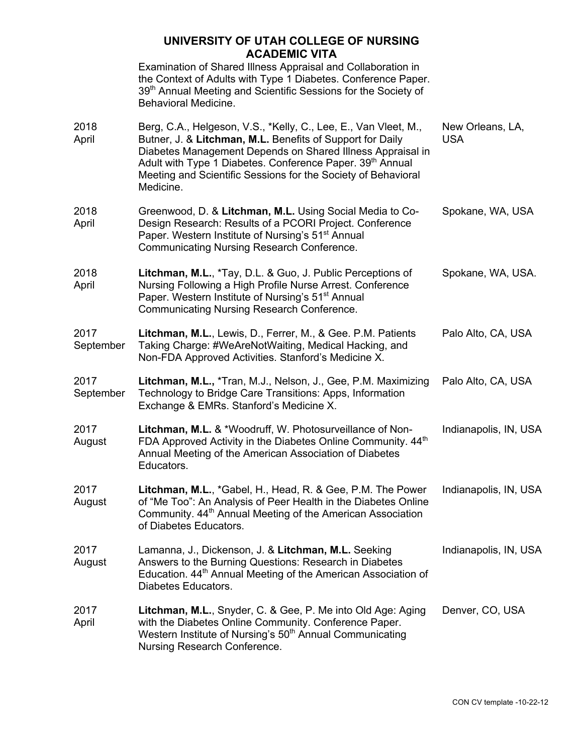Examination of Shared Illness Appraisal and Collaboration in the Context of Adults with Type 1 Diabetes. Conference Paper. 39th Annual Meeting and Scientific Sessions for the Society of Behavioral Medicine.

| | | |
|---|---|---|
| 2018 April | Berg, C.A., Helgeson, V.S., *Kelly, C., Lee, E., Van Vleet, M., Butner, J. & **Litchman, M.L.** Benefits of Support for Daily Diabetes Management Depends on Shared Illness Appraisal in Adult with Type 1 Diabetes. Conference Paper. 39th Annual Meeting and Scientific Sessions for the Society of Behavioral Medicine. | New Orleans, LA, USA |
| 2018 April | Greenwood, D. & **Litchman, M.L.** Using Social Media to Co-Design Research: Results of a PCORI Project. Conference Paper. Western Institute of Nursing's 51st Annual Communicating Nursing Research Conference. | Spokane, WA, USA |
| 2018 April | **Litchman, M.L.**, *Tay, D.L. & Guo, J. Public Perceptions of Nursing Following a High Profile Nurse Arrest. Conference Paper. Western Institute of Nursing's 51st Annual Communicating Nursing Research Conference. | Spokane, WA, USA. |
| 2017 September | **Litchman, M.L.**, Lewis, D., Ferrer, M., & Gee. P.M. Patients Taking Charge: #WeAreNotWaiting, Medical Hacking, and Non-FDA Approved Activities. Stanford's Medicine X. | Palo Alto, CA, USA |
| 2017 September | **Litchman, M.L.,** *Tran, M.J., Nelson, J., Gee, P.M. Maximizing Technology to Bridge Care Transitions: Apps, Information Exchange & EMRs. Stanford's Medicine X. | Palo Alto, CA, USA |
| 2017 August | **Litchman, M.L.** & *Woodruff, W. Photosurveillance of Non-FDA Approved Activity in the Diabetes Online Community. 44th Annual Meeting of the American Association of Diabetes Educators. | Indianapolis, IN, USA |
| 2017 August | **Litchman, M.L.**, *Gabel, H., Head, R. & Gee, P.M. The Power of "Me Too": An Analysis of Peer Health in the Diabetes Online Community. 44th Annual Meeting of the American Association of Diabetes Educators. | Indianapolis, IN, USA |
| 2017 August | Lamanna, J., Dickenson, J. & **Litchman, M.L.** Seeking Answers to the Burning Questions: Research in Diabetes Education. 44th Annual Meeting of the American Association of Diabetes Educators. | Indianapolis, IN, USA |
| 2017 April | **Litchman, M.L.**, Snyder, C. & Gee, P. Me into Old Age: Aging with the Diabetes Online Community. Conference Paper. Western Institute of Nursing's 50th Annual Communicating Nursing Research Conference. | Denver, CO, USA |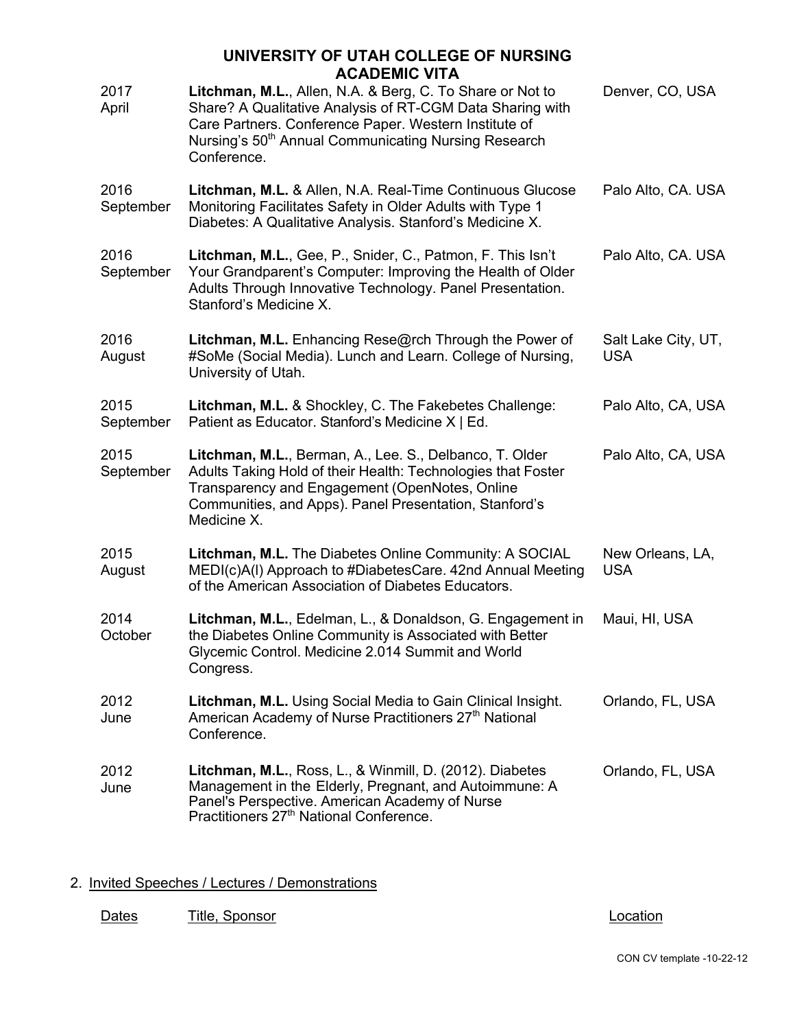| | | |
|---|---|---|
| 2017 April | **Litchman, M.L.**, Allen, N.A. & Berg, C. To Share or Not to Share? A Qualitative Analysis of RT-CGM Data Sharing with Care Partners. Conference Paper. Western Institute of Nursing's 50th Annual Communicating Nursing Research Conference. | Denver, CO, USA |
| 2016 September | **Litchman, M.L.** & Allen, N.A. Real-Time Continuous Glucose Monitoring Facilitates Safety in Older Adults with Type 1 Diabetes: A Qualitative Analysis. Stanford's Medicine X. | Palo Alto, CA. USA |
| 2016 September | **Litchman, M.L.**, Gee, P., Snider, C., Patmon, F. This Isn't Your Grandparent's Computer: Improving the Health of Older Adults Through Innovative Technology. Panel Presentation. Stanford's Medicine X. | Palo Alto, CA. USA |
| 2016 August | **Litchman, M.L.** Enhancing Rese@rch Through the Power of #SoMe (Social Media). Lunch and Learn. College of Nursing, University of Utah. | Salt Lake City, UT, USA |
| 2015 September | **Litchman, M.L.** & Shockley, C. The Fakebetes Challenge: Patient as Educator. Stanford's Medicine X \| Ed. | Palo Alto, CA, USA |
| 2015 September | **Litchman, M.L.**, Berman, A., Lee. S., Delbanco, T. Older Adults Taking Hold of their Health: Technologies that Foster Transparency and Engagement (OpenNotes, Online Communities, and Apps). Panel Presentation, Stanford's Medicine X. | Palo Alto, CA, USA |
| 2015 August | **Litchman, M.L.** The Diabetes Online Community: A SOCIAL MEDI(c)A(l) Approach to #DiabetesCare. 42nd Annual Meeting of the American Association of Diabetes Educators. | New Orleans, LA, USA |
| 2014 October | **Litchman, M.L.**, Edelman, L., & Donaldson, G. Engagement in the Diabetes Online Community is Associated with Better Glycemic Control. Medicine 2.014 Summit and World Congress. | Maui, HI, USA |
| 2012 June | **Litchman, M.L.** Using Social Media to Gain Clinical Insight. American Academy of Nurse Practitioners 27th National Conference. | Orlando, FL, USA |
| 2012 June | **Litchman, M.L.**, Ross, L., & Winmill, D. (2012). Diabetes Management in the Elderly, Pregnant, and Autoimmune: A Panel's Perspective. American Academy of Nurse Practitioners 27th National Conference. | Orlando, FL, USA |

2. Invited Speeches / Lectures / Demonstrations

| Dates | Title, Sponsor | Location |
|---|---|---|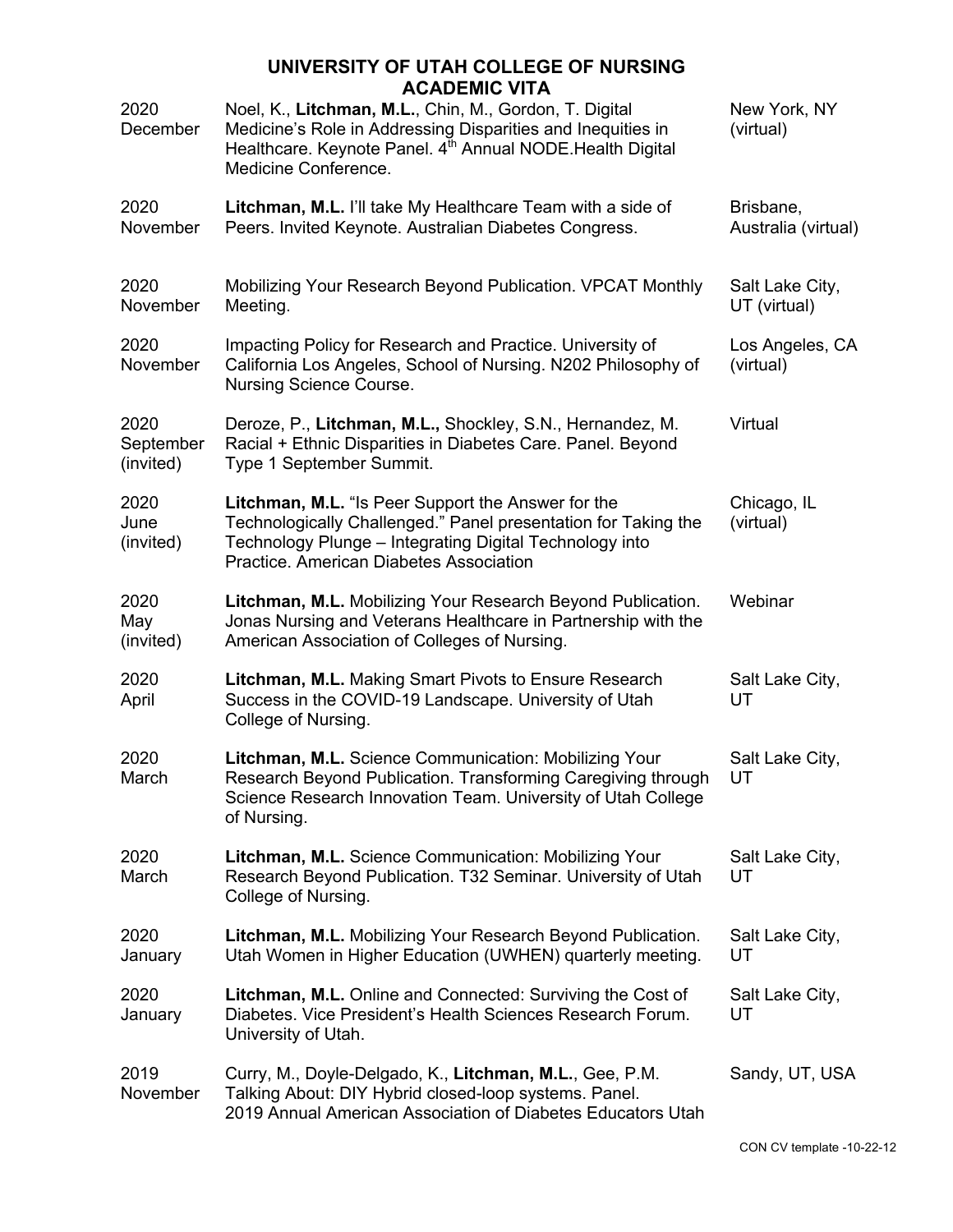| | | |
|---|---|---|
| 2020 December | Noel, K., **Litchman, M.L.**, Chin, M., Gordon, T. Digital Medicine's Role in Addressing Disparities and Inequities in Healthcare. Keynote Panel. 4th Annual NODE.Health Digital Medicine Conference. | New York, NY (virtual) |
| 2020 November | **Litchman, M.L.** I'll take My Healthcare Team with a side of Peers. Invited Keynote. Australian Diabetes Congress. | Brisbane, Australia (virtual) |
| 2020 November | Mobilizing Your Research Beyond Publication. VPCAT Monthly Meeting. | Salt Lake City, UT (virtual) |
| 2020 November | Impacting Policy for Research and Practice. University of California Los Angeles, School of Nursing. N202 Philosophy of Nursing Science Course. | Los Angeles, CA (virtual) |
| 2020 September (invited) | Deroze, P., **Litchman, M.L.,** Shockley, S.N., Hernandez, M. Racial + Ethnic Disparities in Diabetes Care. Panel. Beyond Type 1 September Summit. | Virtual |
| 2020 June (invited) | **Litchman, M.L.** "Is Peer Support the Answer for the Technologically Challenged." Panel presentation for Taking the Technology Plunge – Integrating Digital Technology into Practice. American Diabetes Association | Chicago, IL (virtual) |
| 2020 May (invited) | **Litchman, M.L.** Mobilizing Your Research Beyond Publication. Jonas Nursing and Veterans Healthcare in Partnership with the American Association of Colleges of Nursing. | Webinar |
| 2020 April | **Litchman, M.L.** Making Smart Pivots to Ensure Research Success in the COVID-19 Landscape. University of Utah College of Nursing. | Salt Lake City, UT |
| 2020 March | **Litchman, M.L.** Science Communication: Mobilizing Your Research Beyond Publication. Transforming Caregiving through Science Research Innovation Team. University of Utah College of Nursing. | Salt Lake City, UT |
| 2020 March | **Litchman, M.L.** Science Communication: Mobilizing Your Research Beyond Publication. T32 Seminar. University of Utah College of Nursing. | Salt Lake City, UT |
| 2020 January | **Litchman, M.L.** Mobilizing Your Research Beyond Publication. Utah Women in Higher Education (UWHEN) quarterly meeting. | Salt Lake City, UT |
| 2020 January | **Litchman, M.L.** Online and Connected: Surviving the Cost of Diabetes. Vice President's Health Sciences Research Forum. University of Utah. | Salt Lake City, UT |
| 2019 November | Curry, M., Doyle-Delgado, K., **Litchman, M.L.**, Gee, P.M. Talking About: DIY Hybrid closed-loop systems. Panel. 2019 Annual American Association of Diabetes Educators Utah | Sandy, UT, USA |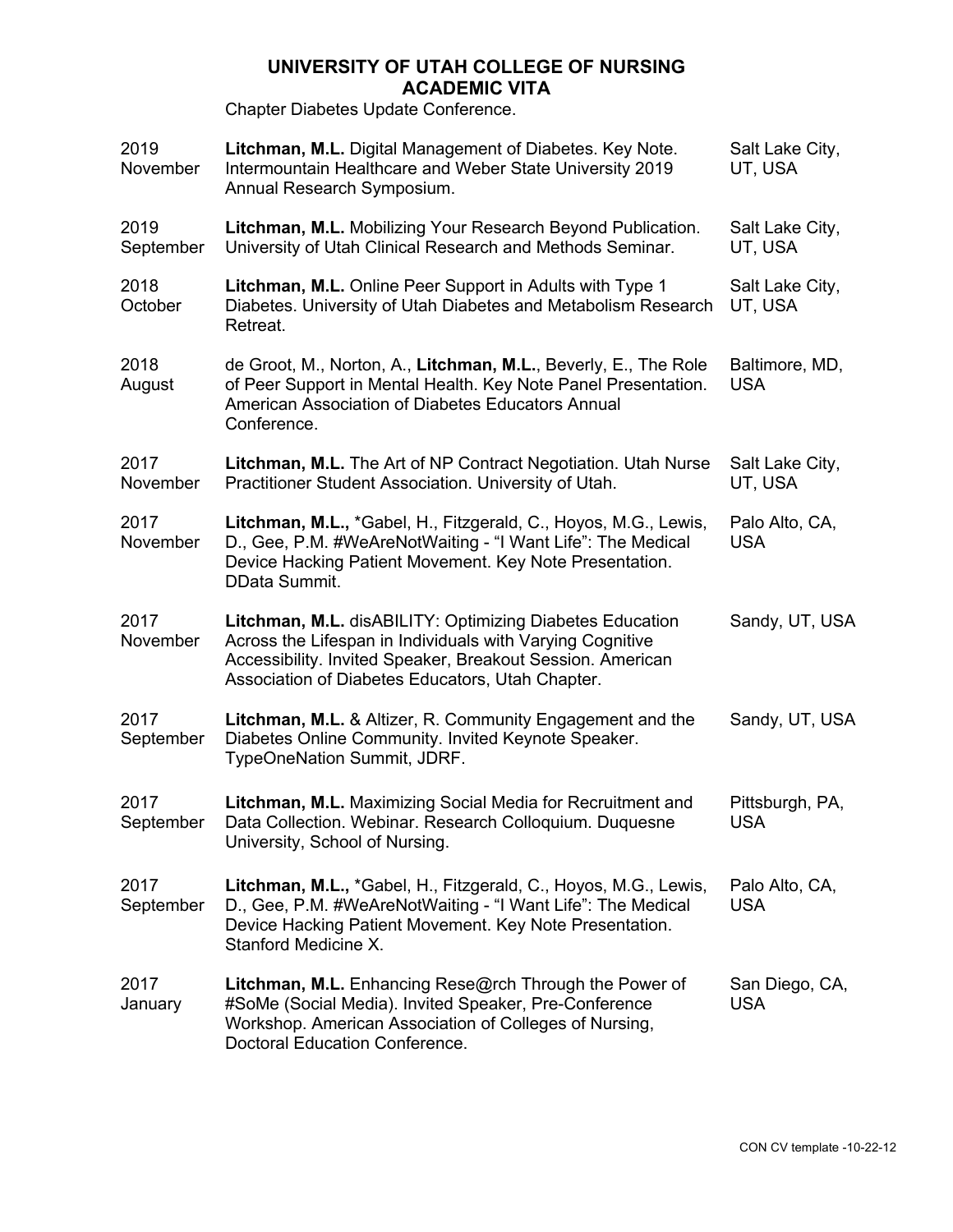Chapter Diabetes Update Conference.

| | | |
|---|---|---|
| 2019 November | **Litchman, M.L.** Digital Management of Diabetes. Key Note. Intermountain Healthcare and Weber State University 2019 Annual Research Symposium. | Salt Lake City, UT, USA |
| 2019 September | **Litchman, M.L.** Mobilizing Your Research Beyond Publication. University of Utah Clinical Research and Methods Seminar. | Salt Lake City, UT, USA |
| 2018 October | **Litchman, M.L.** Online Peer Support in Adults with Type 1 Diabetes. University of Utah Diabetes and Metabolism Research Retreat. | Salt Lake City, UT, USA |
| 2018 August | de Groot, M., Norton, A., **Litchman, M.L.**, Beverly, E., The Role of Peer Support in Mental Health. Key Note Panel Presentation. American Association of Diabetes Educators Annual Conference. | Baltimore, MD, USA |
| 2017 November | **Litchman, M.L.** The Art of NP Contract Negotiation. Utah Nurse Practitioner Student Association. University of Utah. | Salt Lake City, UT, USA |
| 2017 November | **Litchman, M.L.,** *Gabel, H., Fitzgerald, C., Hoyos, M.G., Lewis, D., Gee, P.M. #WeAreNotWaiting - "I Want Life": The Medical Device Hacking Patient Movement. Key Note Presentation. DData Summit. | Palo Alto, CA, USA |
| 2017 November | **Litchman, M.L.** disABILITY: Optimizing Diabetes Education Across the Lifespan in Individuals with Varying Cognitive Accessibility. Invited Speaker, Breakout Session. American Association of Diabetes Educators, Utah Chapter. | Sandy, UT, USA |
| 2017 September | **Litchman, M.L.** & Altizer, R. Community Engagement and the Diabetes Online Community. Invited Keynote Speaker. TypeOneNation Summit, JDRF. | Sandy, UT, USA |
| 2017 September | **Litchman, M.L.** Maximizing Social Media for Recruitment and Data Collection. Webinar. Research Colloquium. Duquesne University, School of Nursing. | Pittsburgh, PA, USA |
| 2017 September | **Litchman, M.L.,** *Gabel, H., Fitzgerald, C., Hoyos, M.G., Lewis, D., Gee, P.M. #WeAreNotWaiting - "I Want Life": The Medical Device Hacking Patient Movement. Key Note Presentation. Stanford Medicine X. | Palo Alto, CA, USA |
| 2017 January | **Litchman, M.L.** Enhancing Rese@rch Through the Power of #SoMe (Social Media). Invited Speaker, Pre-Conference Workshop. American Association of Colleges of Nursing, Doctoral Education Conference. | San Diego, CA, USA |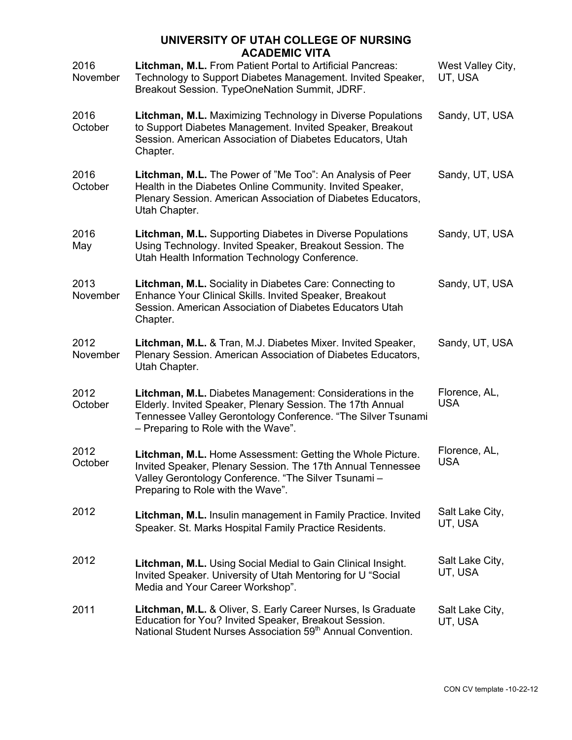| | | |
|---|---|---|
| 2016 November | **Litchman, M.L.** From Patient Portal to Artificial Pancreas: Technology to Support Diabetes Management. Invited Speaker, Breakout Session. TypeOneNation Summit, JDRF. | West Valley City, UT, USA |
| 2016 October | **Litchman, M.L.** Maximizing Technology in Diverse Populations to Support Diabetes Management. Invited Speaker, Breakout Session. American Association of Diabetes Educators, Utah Chapter. | Sandy, UT, USA |
| 2016 October | **Litchman, M.L.** The Power of "Me Too": An Analysis of Peer Health in the Diabetes Online Community. Invited Speaker, Plenary Session. American Association of Diabetes Educators, Utah Chapter. | Sandy, UT, USA |
| 2016 May | **Litchman, M.L.** Supporting Diabetes in Diverse Populations Using Technology. Invited Speaker, Breakout Session. The Utah Health Information Technology Conference. | Sandy, UT, USA |
| 2013 November | **Litchman, M.L.** Sociality in Diabetes Care: Connecting to Enhance Your Clinical Skills. Invited Speaker, Breakout Session. American Association of Diabetes Educators Utah Chapter. | Sandy, UT, USA |
| 2012 November | **Litchman, M.L.** & Tran, M.J. Diabetes Mixer. Invited Speaker, Plenary Session. American Association of Diabetes Educators, Utah Chapter. | Sandy, UT, USA |
| 2012 October | **Litchman, M.L.** Diabetes Management: Considerations in the Elderly. Invited Speaker, Plenary Session. The 17th Annual Tennessee Valley Gerontology Conference. "The Silver Tsunami – Preparing to Role with the Wave". | Florence, AL, USA |
| 2012 October | **Litchman, M.L.** Home Assessment: Getting the Whole Picture. Invited Speaker, Plenary Session. The 17th Annual Tennessee Valley Gerontology Conference. "The Silver Tsunami – Preparing to Role with the Wave". | Florence, AL, USA |
| 2012 | **Litchman, M.L.** Insulin management in Family Practice. Invited Speaker. St. Marks Hospital Family Practice Residents. | Salt Lake City, UT, USA |
| 2012 | **Litchman, M.L.** Using Social Medial to Gain Clinical Insight. Invited Speaker. University of Utah Mentoring for U "Social Media and Your Career Workshop". | Salt Lake City, UT, USA |
| 2011 | **Litchman, M.L.** & Oliver, S. Early Career Nurses, Is Graduate Education for You? Invited Speaker, Breakout Session. National Student Nurses Association 59th Annual Convention. | Salt Lake City, UT, USA |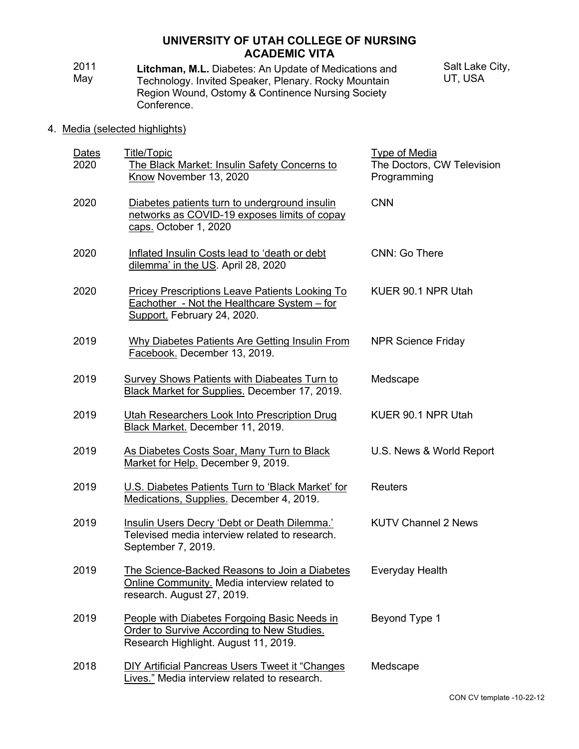| | | |
|---|---|---|
| 2011 May | **Litchman, M.L.** Diabetes: An Update of Medications and Technology. Invited Speaker, Plenary. Rocky Mountain Region Wound, Ostomy & Continence Nursing Society Conference. | Salt Lake City, UT, USA |

4. Media (selected highlights)

| Dates | Title/Topic | Type of Media |
|---|---|---|
| 2020 | The Black Market: Insulin Safety Concerns to Know November 13, 2020 | The Doctors, CW Television Programming |
| 2020 | Diabetes patients turn to underground insulin networks as COVID-19 exposes limits of copay caps. October 1, 2020 | CNN |
| 2020 | Inflated Insulin Costs lead to 'death or debt dilemma' in the US. April 28, 2020 | CNN: Go There |
| 2020 | Pricey Prescriptions Leave Patients Looking To Eachother - Not the Healthcare System – for Support. February 24, 2020. | KUER 90.1 NPR Utah |
| 2019 | Why Diabetes Patients Are Getting Insulin From Facebook. December 13, 2019. | NPR Science Friday |
| 2019 | Survey Shows Patients with Diabeates Turn to Black Market for Supplies. December 17, 2019. | Medscape |
| 2019 | Utah Researchers Look Into Prescription Drug Black Market. December 11, 2019. | KUER 90.1 NPR Utah |
| 2019 | As Diabetes Costs Soar, Many Turn to Black Market for Help. December 9, 2019. | U.S. News & World Report |
| 2019 | U.S. Diabetes Patients Turn to 'Black Market' for Medications, Supplies. December 4, 2019. | Reuters |
| 2019 | Insulin Users Decry 'Debt or Death Dilemma.' Televised media interview related to research. September 7, 2019. | KUTV Channel 2 News |
| 2019 | The Science-Backed Reasons to Join a Diabetes Online Community. Media interview related to research. August 27, 2019. | Everyday Health |
| 2019 | People with Diabetes Forgoing Basic Needs in Order to Survive According to New Studies. Research Highlight. August 11, 2019. | Beyond Type 1 |
| 2018 | DIY Artificial Pancreas Users Tweet it "Changes Lives." Media interview related to research. | Medscape |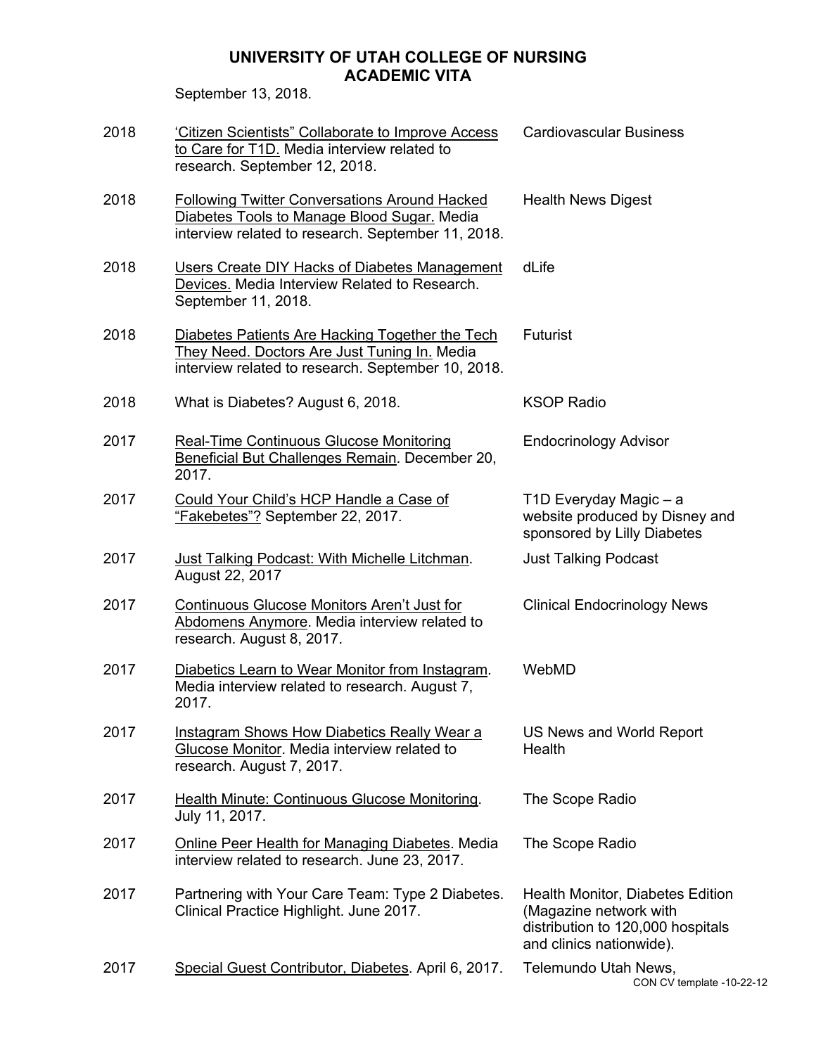September 13, 2018.

| | | |
|---|---|---|
| 2018 | ‘Citizen Scientists” Collaborate to Improve Access to Care for T1D. Media interview related to research. September 12, 2018. | Cardiovascular Business |
| 2018 | Following Twitter Conversations Around Hacked Diabetes Tools to Manage Blood Sugar. Media interview related to research. September 11, 2018. | Health News Digest |
| 2018 | Users Create DIY Hacks of Diabetes Management Devices. Media Interview Related to Research. September 11, 2018. | dLife |
| 2018 | Diabetes Patients Are Hacking Together the Tech They Need. Doctors Are Just Tuning In. Media interview related to research. September 10, 2018. | Futurist |
| 2018 | What is Diabetes? August 6, 2018. | KSOP Radio |
| 2017 | Real-Time Continuous Glucose Monitoring Beneficial But Challenges Remain. December 20, 2017. | Endocrinology Advisor |
| 2017 | Could Your Child’s HCP Handle a Case of “Fakebetes”? September 22, 2017. | T1D Everyday Magic – a website produced by Disney and sponsored by Lilly Diabetes |
| 2017 | Just Talking Podcast: With Michelle Litchman. August 22, 2017 | Just Talking Podcast |
| 2017 | Continuous Glucose Monitors Aren’t Just for Abdomens Anymore. Media interview related to research. August 8, 2017. | Clinical Endocrinology News |
| 2017 | Diabetics Learn to Wear Monitor from Instagram. Media interview related to research. August 7, 2017. | WebMD |
| 2017 | Instagram Shows How Diabetics Really Wear a Glucose Monitor. Media interview related to research. August 7, 2017. | US News and World Report Health |
| 2017 | Health Minute: Continuous Glucose Monitoring. July 11, 2017. | The Scope Radio |
| 2017 | Online Peer Health for Managing Diabetes. Media interview related to research. June 23, 2017. | The Scope Radio |
| 2017 | Partnering with Your Care Team: Type 2 Diabetes. Clinical Practice Highlight. June 2017. | Health Monitor, Diabetes Edition (Magazine network with distribution to 120,000 hospitals and clinics nationwide). |
| 2017 | Special Guest Contributor, Diabetes. April 6, 2017. | Telemundo Utah News, |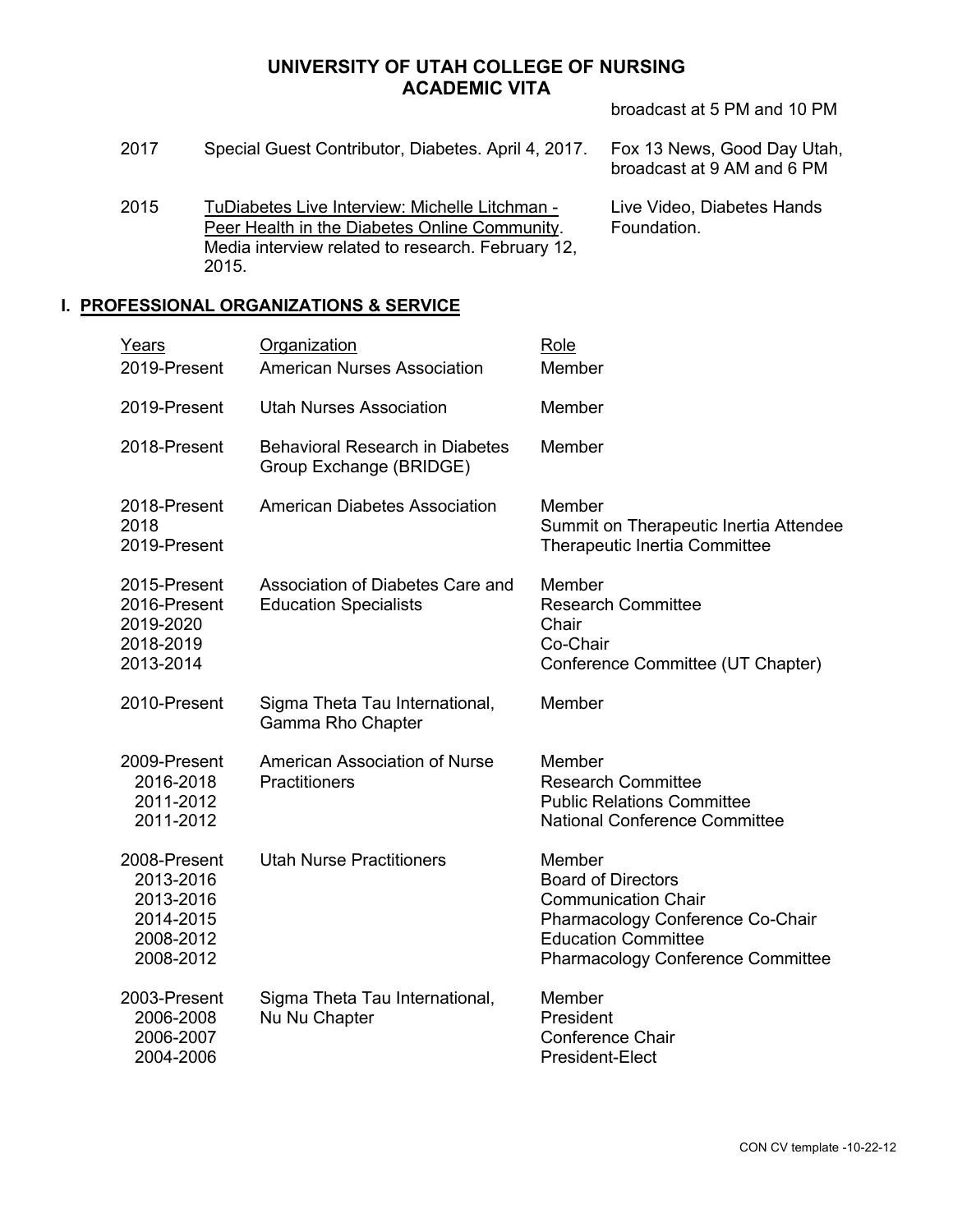broadcast at 5 PM and 10 PM

| | | |
|---|---|---|
| 2017 | Special Guest Contributor, Diabetes. April 4, 2017. | Fox 13 News, Good Day Utah, broadcast at 9 AM and 6 PM |
| 2015 | TuDiabetes Live Interview: Michelle Litchman - Peer Health in the Diabetes Online Community. Media interview related to research. February 12, 2015. | Live Video, Diabetes Hands Foundation. |

## I. PROFESSIONAL ORGANIZATIONS & SERVICE

| Years | Organization | Role |
|---|---|---|
| 2019-Present | American Nurses Association | Member |
| 2019-Present | Utah Nurses Association | Member |
| 2018-Present | Behavioral Research in Diabetes Group Exchange (BRIDGE) | Member |
| 2018-Present<br>2018<br>2019-Present | American Diabetes Association | Member<br>Summit on Therapeutic Inertia Attendee<br>Therapeutic Inertia Committee |
| 2015-Present<br>2016-Present<br>2019-2020<br>2018-2019<br>2013-2014 | Association of Diabetes Care and Education Specialists | Member<br>Research Committee<br>Chair<br>Co-Chair<br>Conference Committee (UT Chapter) |
| 2010-Present | Sigma Theta Tau International, Gamma Rho Chapter | Member |
| 2009-Present<br>2016-2018<br>2011-2012<br>2011-2012 | American Association of Nurse Practitioners | Member<br>Research Committee<br>Public Relations Committee<br>National Conference Committee |
| 2008-Present<br>2013-2016<br>2013-2016<br>2014-2015<br>2008-2012<br>2008-2012 | Utah Nurse Practitioners | Member<br>Board of Directors<br>Communication Chair<br>Pharmacology Conference Co-Chair<br>Education Committee<br>Pharmacology Conference Committee |
| 2003-Present<br>2006-2008<br>2006-2007<br>2004-2006 | Sigma Theta Tau International, Nu Nu Chapter | Member<br>President<br>Conference Chair<br>President-Elect |